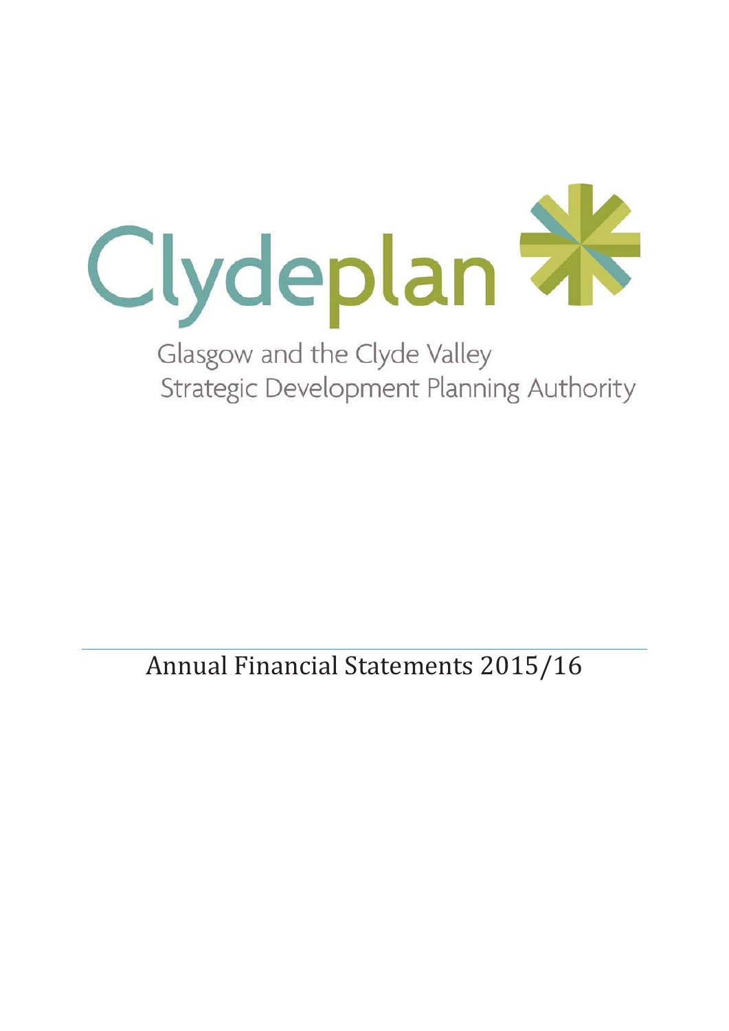# Clydeplan

Glasgow and the Clyde Valley
Strategic Development Planning Authority

## Annual Financial Statements 2015/16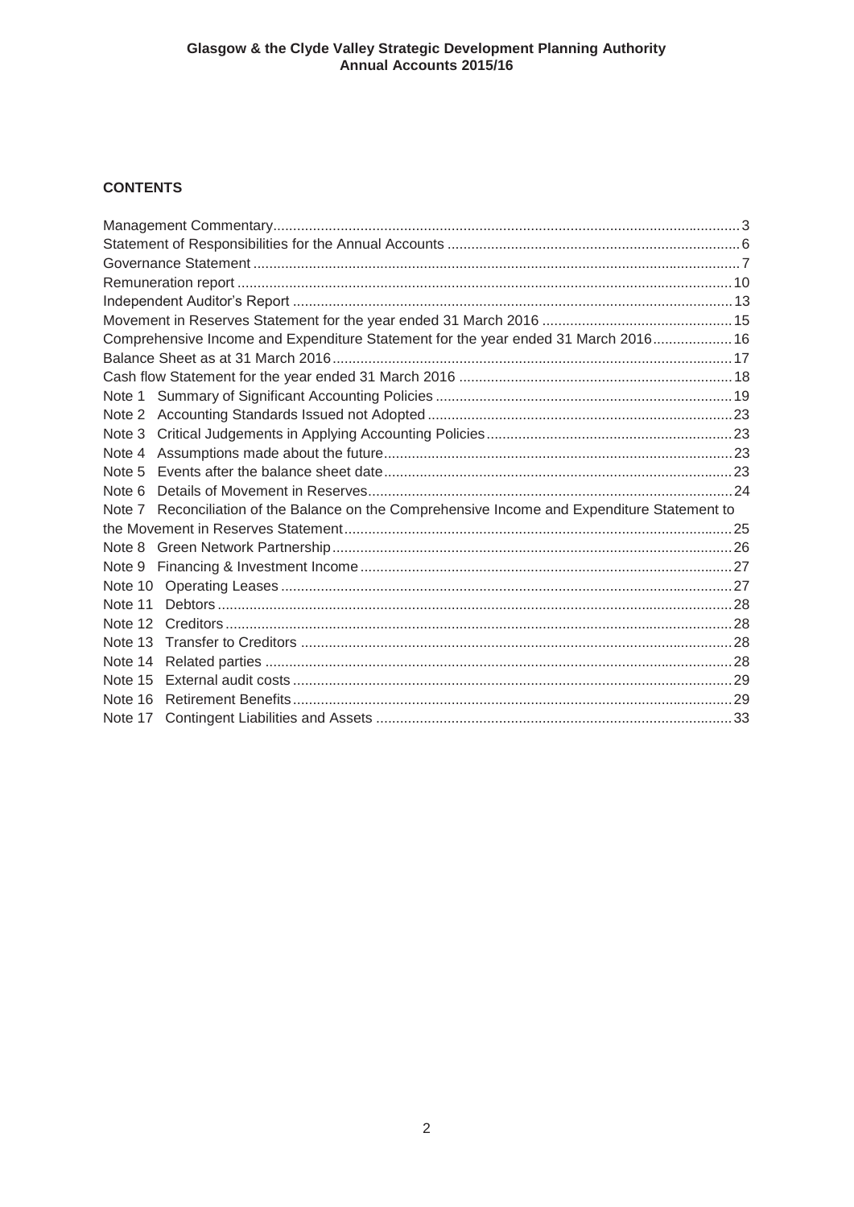## CONTENTS

| | |
|---|---|
| Management Commentary | 3 |
| Statement of Responsibilities for the Annual Accounts | 6 |
| Governance Statement | 7 |
| Remuneration report | 10 |
| Independent Auditor's Report | 13 |
| Movement in Reserves Statement for the year ended 31 March 2016 | 15 |
| Comprehensive Income and Expenditure Statement for the year ended 31 March 2016 | 16 |
| Balance Sheet as at 31 March 2016 | 17 |
| Cash flow Statement for the year ended 31 March 2016 | 18 |
| Note 1 Summary of Significant Accounting Policies | 19 |
| Note 2 Accounting Standards Issued not Adopted | 23 |
| Note 3 Critical Judgements in Applying Accounting Policies | 23 |
| Note 4 Assumptions made about the future | 23 |
| Note 5 Events after the balance sheet date | 23 |
| Note 6 Details of Movement in Reserves | 24 |
| Note 7 Reconciliation of the Balance on the Comprehensive Income and Expenditure Statement to the Movement in Reserves Statement | 25 |
| Note 8 Green Network Partnership | 26 |
| Note 9 Financing & Investment Income | 27 |
| Note 10 Operating Leases | 27 |
| Note 11 Debtors | 28 |
| Note 12 Creditors | 28 |
| Note 13 Transfer to Creditors | 28 |
| Note 14 Related parties | 28 |
| Note 15 External audit costs | 29 |
| Note 16 Retirement Benefits | 29 |
| Note 17 Contingent Liabilities and Assets | 33 |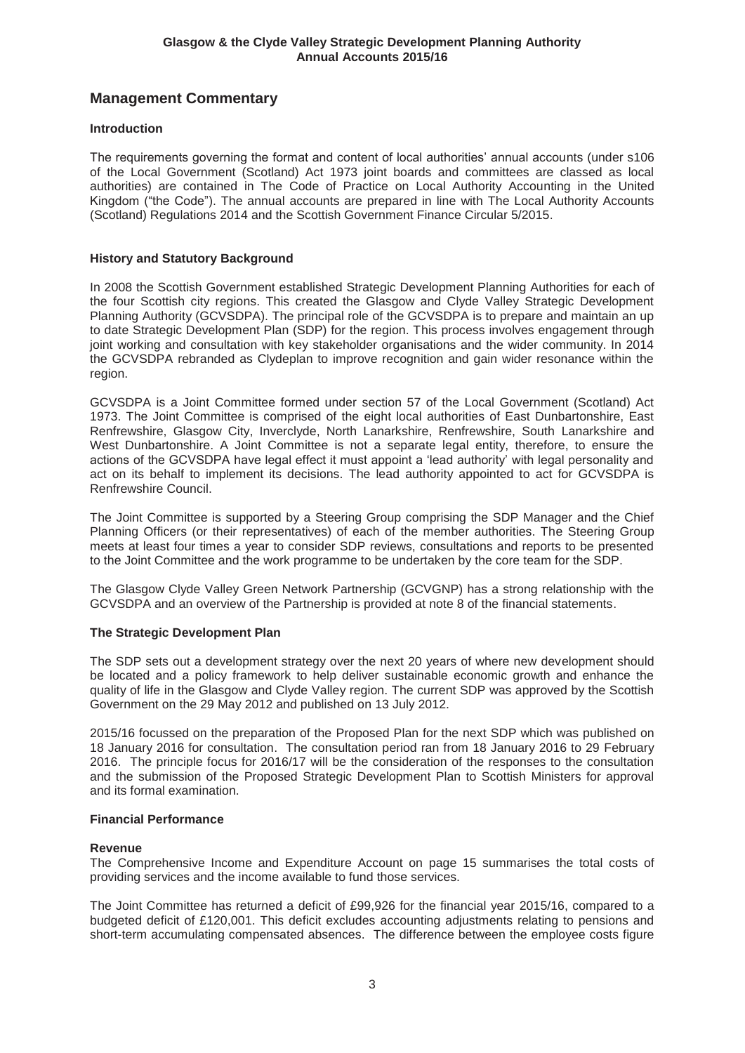## Management Commentary

### Introduction

The requirements governing the format and content of local authorities' annual accounts (under s106 of the Local Government (Scotland) Act 1973 joint boards and committees are classed as local authorities) are contained in The Code of Practice on Local Authority Accounting in the United Kingdom ("the Code"). The annual accounts are prepared in line with The Local Authority Accounts (Scotland) Regulations 2014 and the Scottish Government Finance Circular 5/2015.

### History and Statutory Background

In 2008 the Scottish Government established Strategic Development Planning Authorities for each of the four Scottish city regions. This created the Glasgow and Clyde Valley Strategic Development Planning Authority (GCVSDPA). The principal role of the GCVSDPA is to prepare and maintain an up to date Strategic Development Plan (SDP) for the region. This process involves engagement through joint working and consultation with key stakeholder organisations and the wider community. In 2014 the GCVSDPA rebranded as Clydeplan to improve recognition and gain wider resonance within the region.

GCVSDPA is a Joint Committee formed under section 57 of the Local Government (Scotland) Act 1973. The Joint Committee is comprised of the eight local authorities of East Dunbartonshire, East Renfrewshire, Glasgow City, Inverclyde, North Lanarkshire, Renfrewshire, South Lanarkshire and West Dunbartonshire. A Joint Committee is not a separate legal entity, therefore, to ensure the actions of the GCVSDPA have legal effect it must appoint a 'lead authority' with legal personality and act on its behalf to implement its decisions. The lead authority appointed to act for GCVSDPA is Renfrewshire Council.

The Joint Committee is supported by a Steering Group comprising the SDP Manager and the Chief Planning Officers (or their representatives) of each of the member authorities. The Steering Group meets at least four times a year to consider SDP reviews, consultations and reports to be presented to the Joint Committee and the work programme to be undertaken by the core team for the SDP.

The Glasgow Clyde Valley Green Network Partnership (GCVGNP) has a strong relationship with the GCVSDPA and an overview of the Partnership is provided at note 8 of the financial statements.

### The Strategic Development Plan

The SDP sets out a development strategy over the next 20 years of where new development should be located and a policy framework to help deliver sustainable economic growth and enhance the quality of life in the Glasgow and Clyde Valley region. The current SDP was approved by the Scottish Government on the 29 May 2012 and published on 13 July 2012.

2015/16 focussed on the preparation of the Proposed Plan for the next SDP which was published on 18 January 2016 for consultation. The consultation period ran from 18 January 2016 to 29 February 2016. The principle focus for 2016/17 will be the consideration of the responses to the consultation and the submission of the Proposed Strategic Development Plan to Scottish Ministers for approval and its formal examination.

### Financial Performance

#### Revenue

The Comprehensive Income and Expenditure Account on page 15 summarises the total costs of providing services and the income available to fund those services.

The Joint Committee has returned a deficit of £99,926 for the financial year 2015/16, compared to a budgeted deficit of £120,001. This deficit excludes accounting adjustments relating to pensions and short-term accumulating compensated absences. The difference between the employee costs figure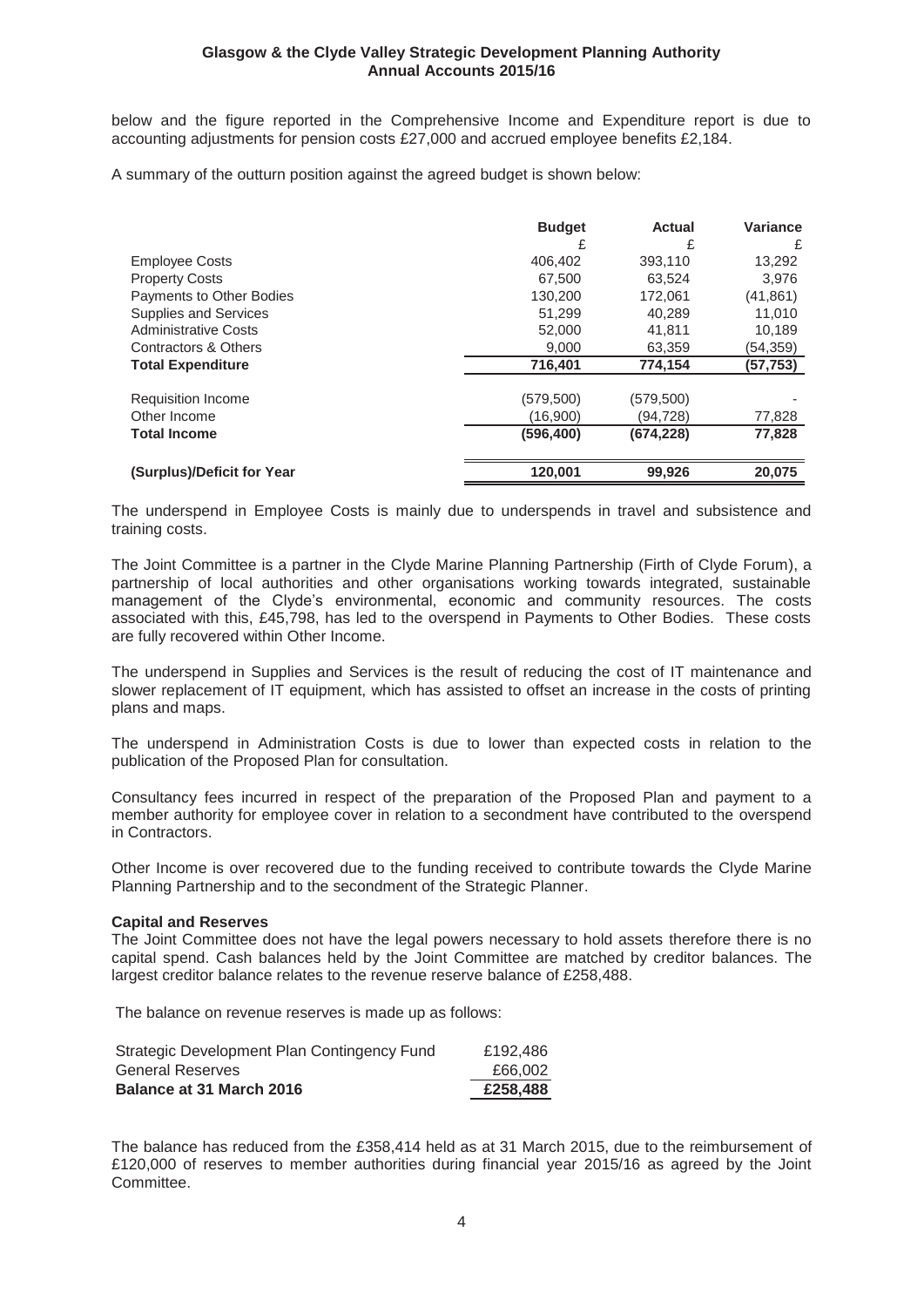below and the figure reported in the Comprehensive Income and Expenditure report is due to accounting adjustments for pension costs £27,000 and accrued employee benefits £2,184.

A summary of the outturn position against the agreed budget is shown below:

| | Budget | Actual | Variance |
|---|---|---|---|
| | £ | £ | £ |
| Employee Costs | 406,402 | 393,110 | 13,292 |
| Property Costs | 67,500 | 63,524 | 3,976 |
| Payments to Other Bodies | 130,200 | 172,061 | (41,861) |
| Supplies and Services | 51,299 | 40,289 | 11,010 |
| Administrative Costs | 52,000 | 41,811 | 10,189 |
| Contractors & Others | 9,000 | 63,359 | (54,359) |
| **Total Expenditure** | **716,401** | **774,154** | **(57,753)** |
| | | | |
| Requisition Income | (579,500) | (579,500) | - |
| Other Income | (16,900) | (94,728) | 77,828 |
| **Total Income** | **(596,400)** | **(674,228)** | **77,828** |
| | | | |
| **(Surplus)/Deficit for Year** | **120,001** | **99,926** | **20,075** |

The underspend in Employee Costs is mainly due to underspends in travel and subsistence and training costs.

The Joint Committee is a partner in the Clyde Marine Planning Partnership (Firth of Clyde Forum), a partnership of local authorities and other organisations working towards integrated, sustainable management of the Clyde's environmental, economic and community resources. The costs associated with this, £45,798, has led to the overspend in Payments to Other Bodies. These costs are fully recovered within Other Income.

The underspend in Supplies and Services is the result of reducing the cost of IT maintenance and slower replacement of IT equipment, which has assisted to offset an increase in the costs of printing plans and maps.

The underspend in Administration Costs is due to lower than expected costs in relation to the publication of the Proposed Plan for consultation.

Consultancy fees incurred in respect of the preparation of the Proposed Plan and payment to a member authority for employee cover in relation to a secondment have contributed to the overspend in Contractors.

Other Income is over recovered due to the funding received to contribute towards the Clyde Marine Planning Partnership and to the secondment of the Strategic Planner.

**Capital and Reserves**

The Joint Committee does not have the legal powers necessary to hold assets therefore there is no capital spend. Cash balances held by the Joint Committee are matched by creditor balances. The largest creditor balance relates to the revenue reserve balance of £258,488.

The balance on revenue reserves is made up as follows:

| | |
|---|---|
| Strategic Development Plan Contingency Fund | £192,486 |
| General Reserves | £66,002 |
| **Balance at 31 March 2016** | **£258,488** |

The balance has reduced from the £358,414 held as at 31 March 2015, due to the reimbursement of £120,000 of reserves to member authorities during financial year 2015/16 as agreed by the Joint Committee.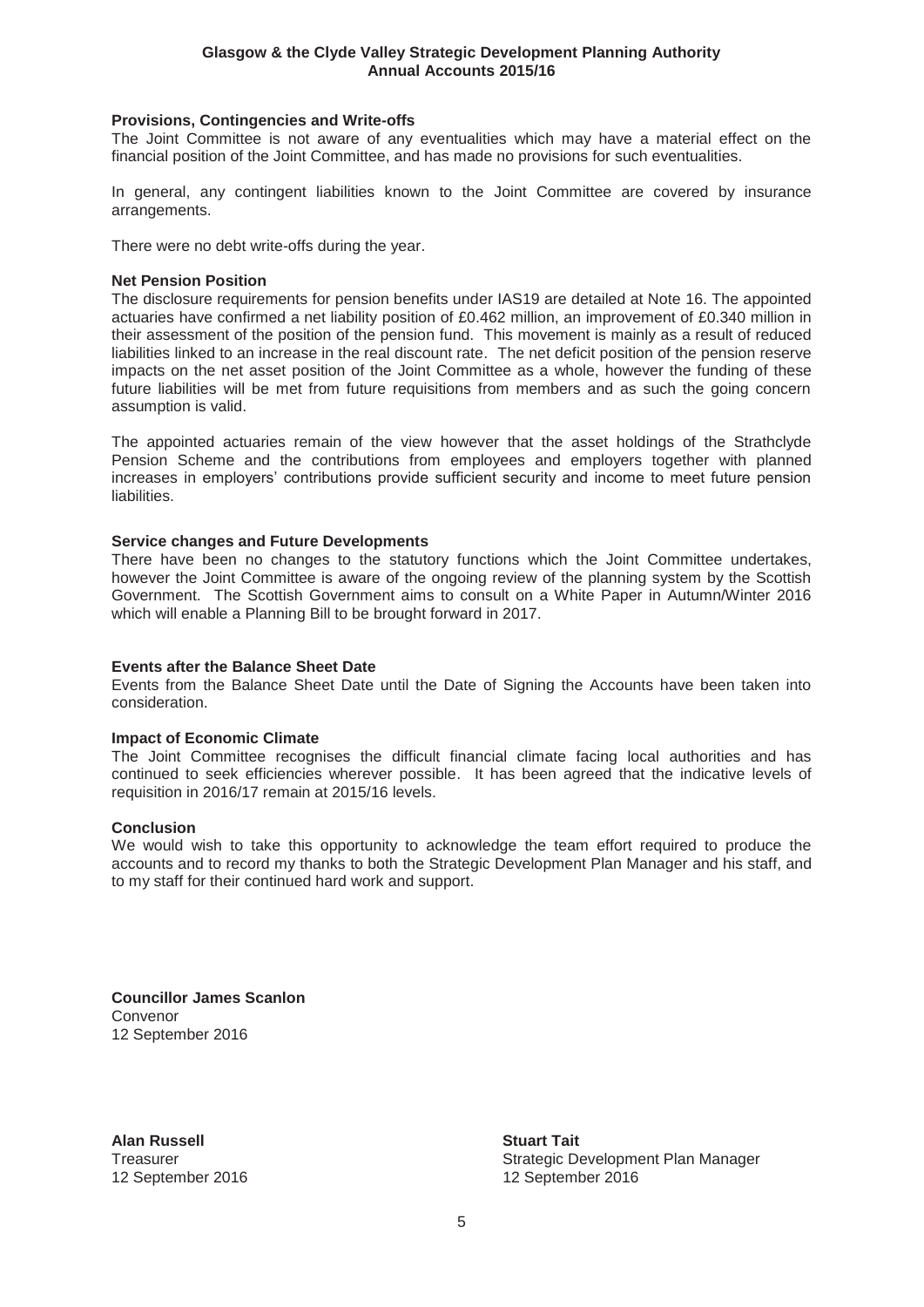**Provisions, Contingencies and Write-offs**

The Joint Committee is not aware of any eventualities which may have a material effect on the financial position of the Joint Committee, and has made no provisions for such eventualities.

In general, any contingent liabilities known to the Joint Committee are covered by insurance arrangements.

There were no debt write-offs during the year.

**Net Pension Position**

The disclosure requirements for pension benefits under IAS19 are detailed at Note 16. The appointed actuaries have confirmed a net liability position of £0.462 million, an improvement of £0.340 million in their assessment of the position of the pension fund. This movement is mainly as a result of reduced liabilities linked to an increase in the real discount rate. The net deficit position of the pension reserve impacts on the net asset position of the Joint Committee as a whole, however the funding of these future liabilities will be met from future requisitions from members and as such the going concern assumption is valid.

The appointed actuaries remain of the view however that the asset holdings of the Strathclyde Pension Scheme and the contributions from employees and employers together with planned increases in employers' contributions provide sufficient security and income to meet future pension liabilities.

**Service changes and Future Developments**

There have been no changes to the statutory functions which the Joint Committee undertakes, however the Joint Committee is aware of the ongoing review of the planning system by the Scottish Government. The Scottish Government aims to consult on a White Paper in Autumn/Winter 2016 which will enable a Planning Bill to be brought forward in 2017.

**Events after the Balance Sheet Date**

Events from the Balance Sheet Date until the Date of Signing the Accounts have been taken into consideration.

**Impact of Economic Climate**

The Joint Committee recognises the difficult financial climate facing local authorities and has continued to seek efficiencies wherever possible. It has been agreed that the indicative levels of requisition in 2016/17 remain at 2015/16 levels.

**Conclusion**

We would wish to take this opportunity to acknowledge the team effort required to produce the accounts and to record my thanks to both the Strategic Development Plan Manager and his staff, and to my staff for their continued hard work and support.

**Councillor James Scanlon**
Convenor
12 September 2016

**Alan Russell**
Treasurer
12 September 2016

**Stuart Tait**
Strategic Development Plan Manager
12 September 2016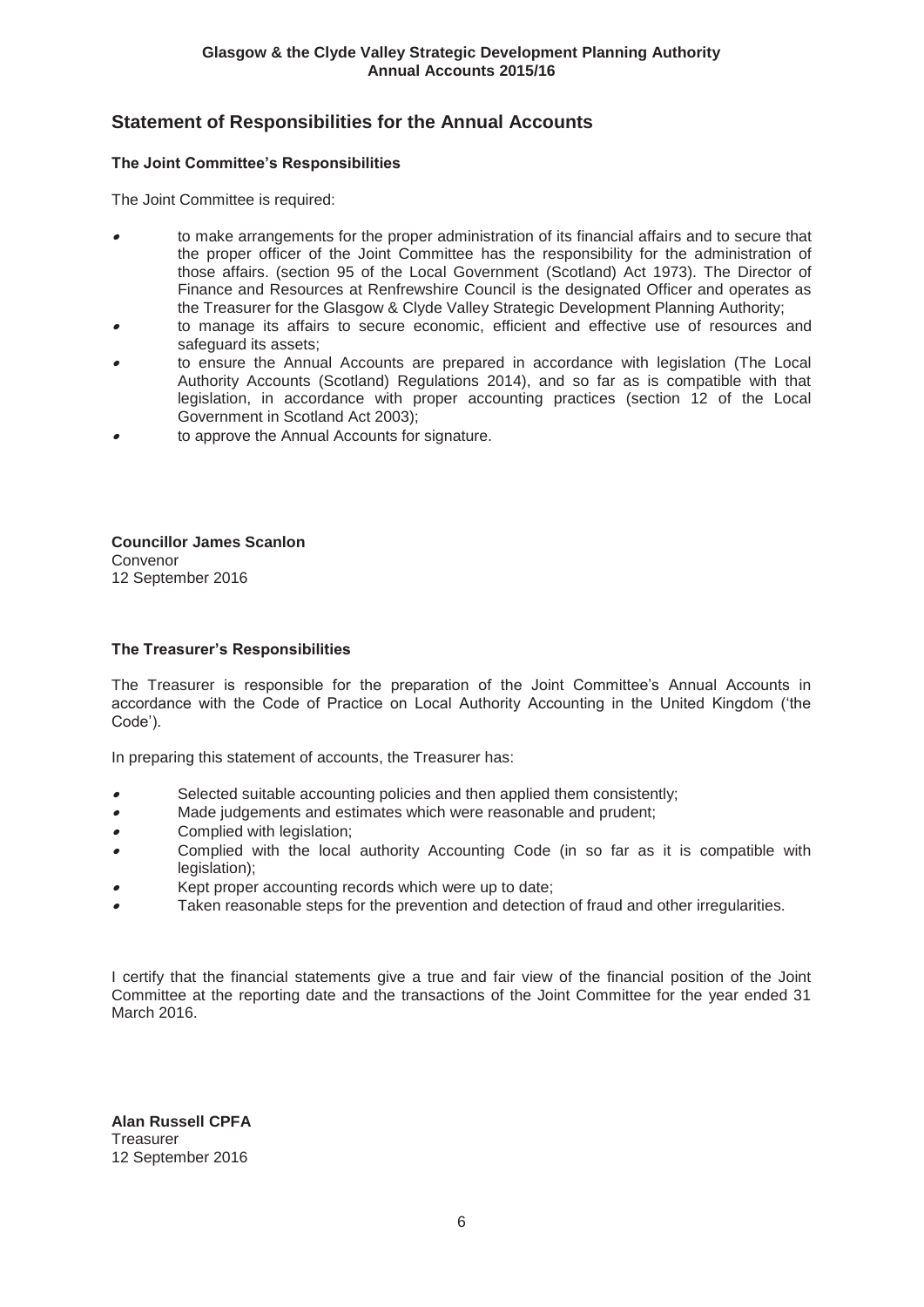## Statement of Responsibilities for the Annual Accounts

### The Joint Committee's Responsibilities

The Joint Committee is required:

- to make arrangements for the proper administration of its financial affairs and to secure that the proper officer of the Joint Committee has the responsibility for the administration of those affairs. (section 95 of the Local Government (Scotland) Act 1973). The Director of Finance and Resources at Renfrewshire Council is the designated Officer and operates as the Treasurer for the Glasgow & Clyde Valley Strategic Development Planning Authority;
- to manage its affairs to secure economic, efficient and effective use of resources and safeguard its assets;
- to ensure the Annual Accounts are prepared in accordance with legislation (The Local Authority Accounts (Scotland) Regulations 2014), and so far as is compatible with that legislation, in accordance with proper accounting practices (section 12 of the Local Government in Scotland Act 2003);
- to approve the Annual Accounts for signature.

**Councillor James Scanlon**
Convenor
12 September 2016

### The Treasurer's Responsibilities

The Treasurer is responsible for the preparation of the Joint Committee's Annual Accounts in accordance with the Code of Practice on Local Authority Accounting in the United Kingdom ('the Code').

In preparing this statement of accounts, the Treasurer has:

- Selected suitable accounting policies and then applied them consistently;
- Made judgements and estimates which were reasonable and prudent;
- Complied with legislation;
- Complied with the local authority Accounting Code (in so far as it is compatible with legislation);
- Kept proper accounting records which were up to date;
- Taken reasonable steps for the prevention and detection of fraud and other irregularities.

I certify that the financial statements give a true and fair view of the financial position of the Joint Committee at the reporting date and the transactions of the Joint Committee for the year ended 31 March 2016.

**Alan Russell CPFA**
Treasurer
12 September 2016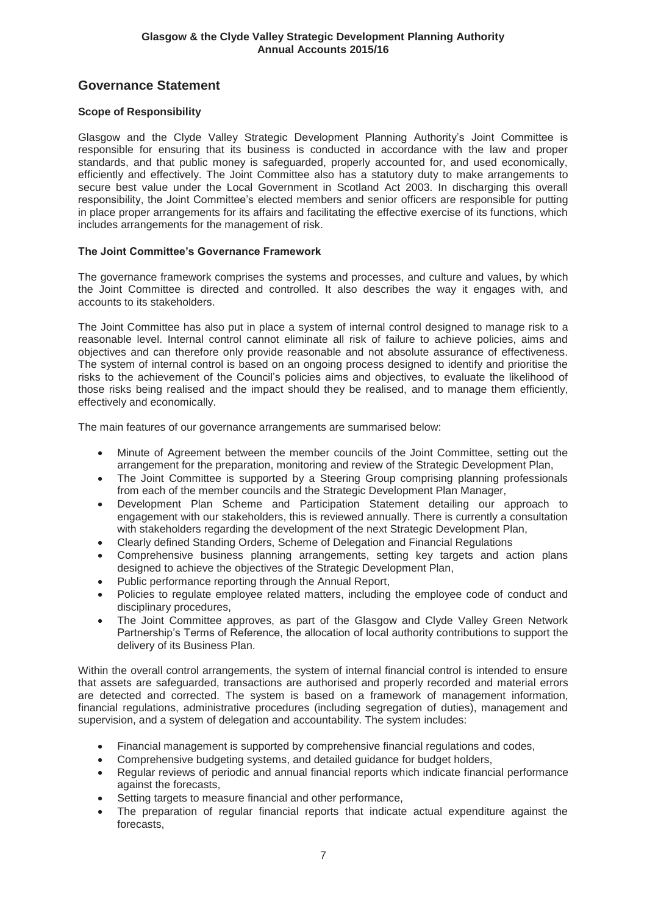## Governance Statement

### Scope of Responsibility

Glasgow and the Clyde Valley Strategic Development Planning Authority's Joint Committee is responsible for ensuring that its business is conducted in accordance with the law and proper standards, and that public money is safeguarded, properly accounted for, and used economically, efficiently and effectively. The Joint Committee also has a statutory duty to make arrangements to secure best value under the Local Government in Scotland Act 2003. In discharging this overall responsibility, the Joint Committee's elected members and senior officers are responsible for putting in place proper arrangements for its affairs and facilitating the effective exercise of its functions, which includes arrangements for the management of risk.

### The Joint Committee's Governance Framework

The governance framework comprises the systems and processes, and culture and values, by which the Joint Committee is directed and controlled. It also describes the way it engages with, and accounts to its stakeholders.

The Joint Committee has also put in place a system of internal control designed to manage risk to a reasonable level. Internal control cannot eliminate all risk of failure to achieve policies, aims and objectives and can therefore only provide reasonable and not absolute assurance of effectiveness. The system of internal control is based on an ongoing process designed to identify and prioritise the risks to the achievement of the Council's policies aims and objectives, to evaluate the likelihood of those risks being realised and the impact should they be realised, and to manage them efficiently, effectively and economically.

The main features of our governance arrangements are summarised below:

- Minute of Agreement between the member councils of the Joint Committee, setting out the arrangement for the preparation, monitoring and review of the Strategic Development Plan,
- The Joint Committee is supported by a Steering Group comprising planning professionals from each of the member councils and the Strategic Development Plan Manager,
- Development Plan Scheme and Participation Statement detailing our approach to engagement with our stakeholders, this is reviewed annually. There is currently a consultation with stakeholders regarding the development of the next Strategic Development Plan,
- Clearly defined Standing Orders, Scheme of Delegation and Financial Regulations
- Comprehensive business planning arrangements, setting key targets and action plans designed to achieve the objectives of the Strategic Development Plan,
- Public performance reporting through the Annual Report,
- Policies to regulate employee related matters, including the employee code of conduct and disciplinary procedures,
- The Joint Committee approves, as part of the Glasgow and Clyde Valley Green Network Partnership's Terms of Reference, the allocation of local authority contributions to support the delivery of its Business Plan.

Within the overall control arrangements, the system of internal financial control is intended to ensure that assets are safeguarded, transactions are authorised and properly recorded and material errors are detected and corrected. The system is based on a framework of management information, financial regulations, administrative procedures (including segregation of duties), management and supervision, and a system of delegation and accountability. The system includes:

- Financial management is supported by comprehensive financial regulations and codes,
- Comprehensive budgeting systems, and detailed guidance for budget holders,
- Regular reviews of periodic and annual financial reports which indicate financial performance against the forecasts,
- Setting targets to measure financial and other performance,
- The preparation of regular financial reports that indicate actual expenditure against the forecasts,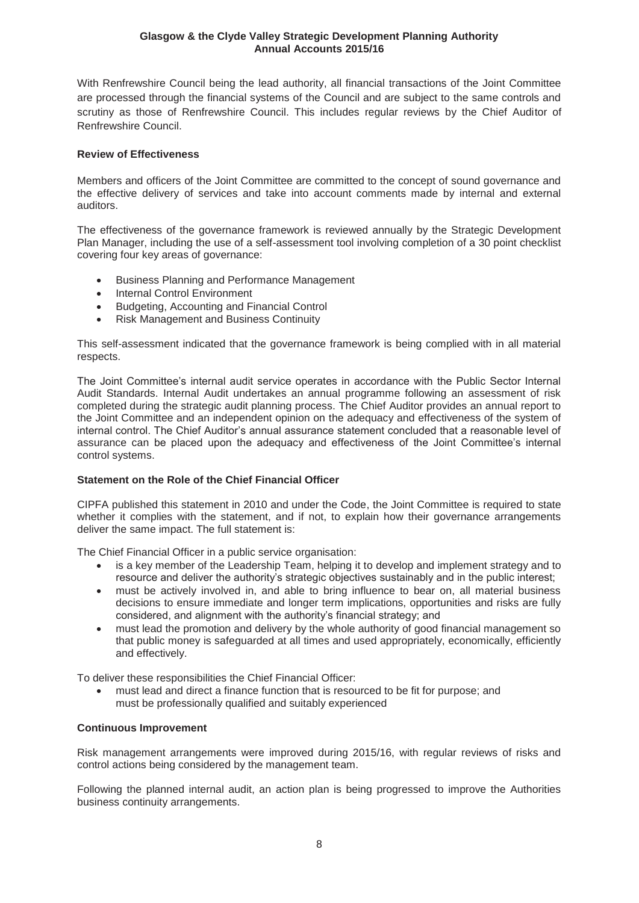With Renfrewshire Council being the lead authority, all financial transactions of the Joint Committee are processed through the financial systems of the Council and are subject to the same controls and scrutiny as those of Renfrewshire Council. This includes regular reviews by the Chief Auditor of Renfrewshire Council.

**Review of Effectiveness**

Members and officers of the Joint Committee are committed to the concept of sound governance and the effective delivery of services and take into account comments made by internal and external auditors.

The effectiveness of the governance framework is reviewed annually by the Strategic Development Plan Manager, including the use of a self-assessment tool involving completion of a 30 point checklist covering four key areas of governance:

- Business Planning and Performance Management
- Internal Control Environment
- Budgeting, Accounting and Financial Control
- Risk Management and Business Continuity

This self-assessment indicated that the governance framework is being complied with in all material respects.

The Joint Committee's internal audit service operates in accordance with the Public Sector Internal Audit Standards. Internal Audit undertakes an annual programme following an assessment of risk completed during the strategic audit planning process. The Chief Auditor provides an annual report to the Joint Committee and an independent opinion on the adequacy and effectiveness of the system of internal control. The Chief Auditor's annual assurance statement concluded that a reasonable level of assurance can be placed upon the adequacy and effectiveness of the Joint Committee's internal control systems.

**Statement on the Role of the Chief Financial Officer**

CIPFA published this statement in 2010 and under the Code, the Joint Committee is required to state whether it complies with the statement, and if not, to explain how their governance arrangements deliver the same impact. The full statement is:

The Chief Financial Officer in a public service organisation:

- is a key member of the Leadership Team, helping it to develop and implement strategy and to resource and deliver the authority's strategic objectives sustainably and in the public interest;
- must be actively involved in, and able to bring influence to bear on, all material business decisions to ensure immediate and longer term implications, opportunities and risks are fully considered, and alignment with the authority's financial strategy; and
- must lead the promotion and delivery by the whole authority of good financial management so that public money is safeguarded at all times and used appropriately, economically, efficiently and effectively.

To deliver these responsibilities the Chief Financial Officer:

- must lead and direct a finance function that is resourced to be fit for purpose; and must be professionally qualified and suitably experienced

**Continuous Improvement**

Risk management arrangements were improved during 2015/16, with regular reviews of risks and control actions being considered by the management team.

Following the planned internal audit, an action plan is being progressed to improve the Authorities business continuity arrangements.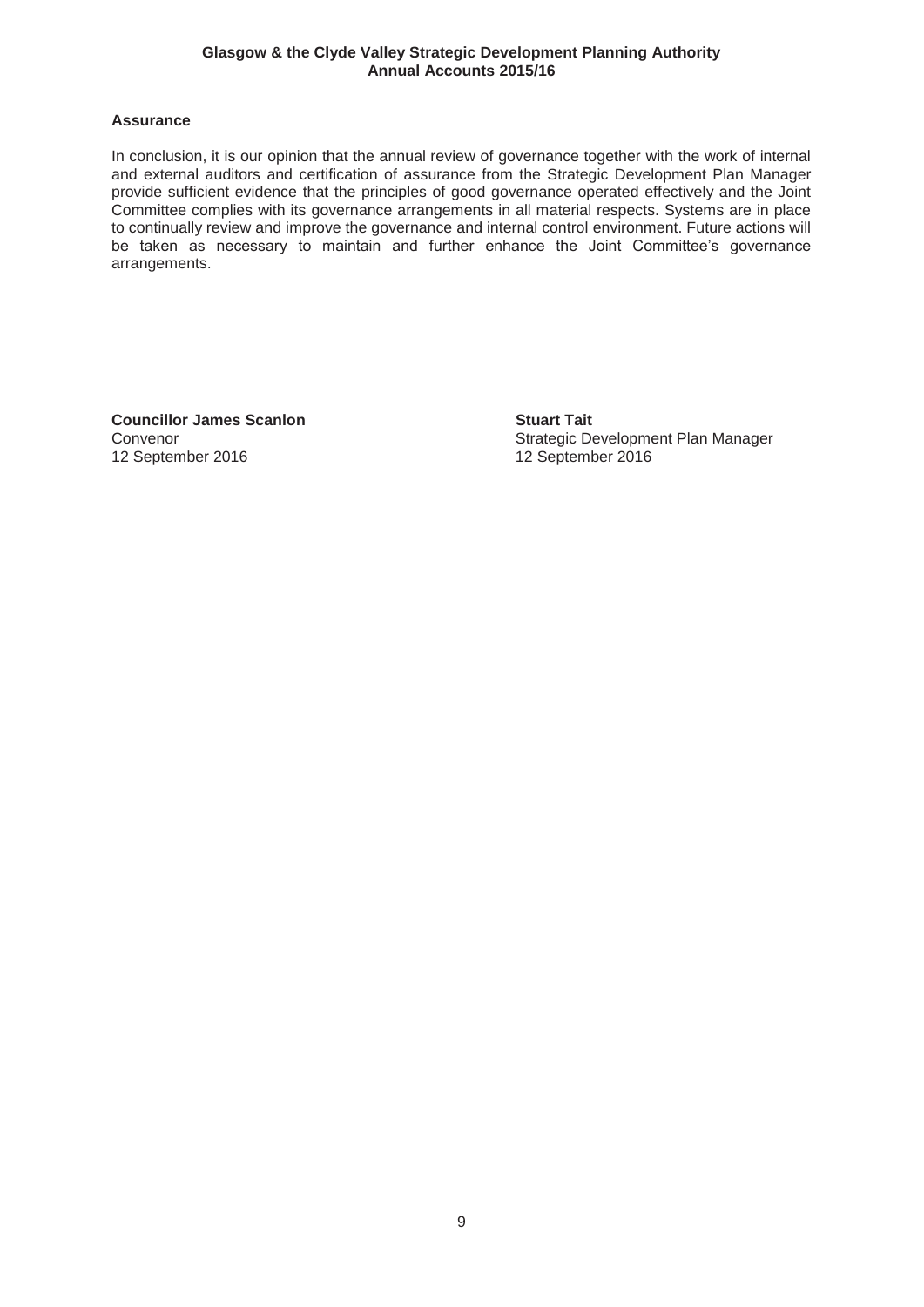### Assurance

In conclusion, it is our opinion that the annual review of governance together with the work of internal and external auditors and certification of assurance from the Strategic Development Plan Manager provide sufficient evidence that the principles of good governance operated effectively and the Joint Committee complies with its governance arrangements in all material respects. Systems are in place to continually review and improve the governance and internal control environment. Future actions will be taken as necessary to maintain and further enhance the Joint Committee's governance arrangements.

**Councillor James Scanlon**
Convenor
12 September 2016

**Stuart Tait**
Strategic Development Plan Manager
12 September 2016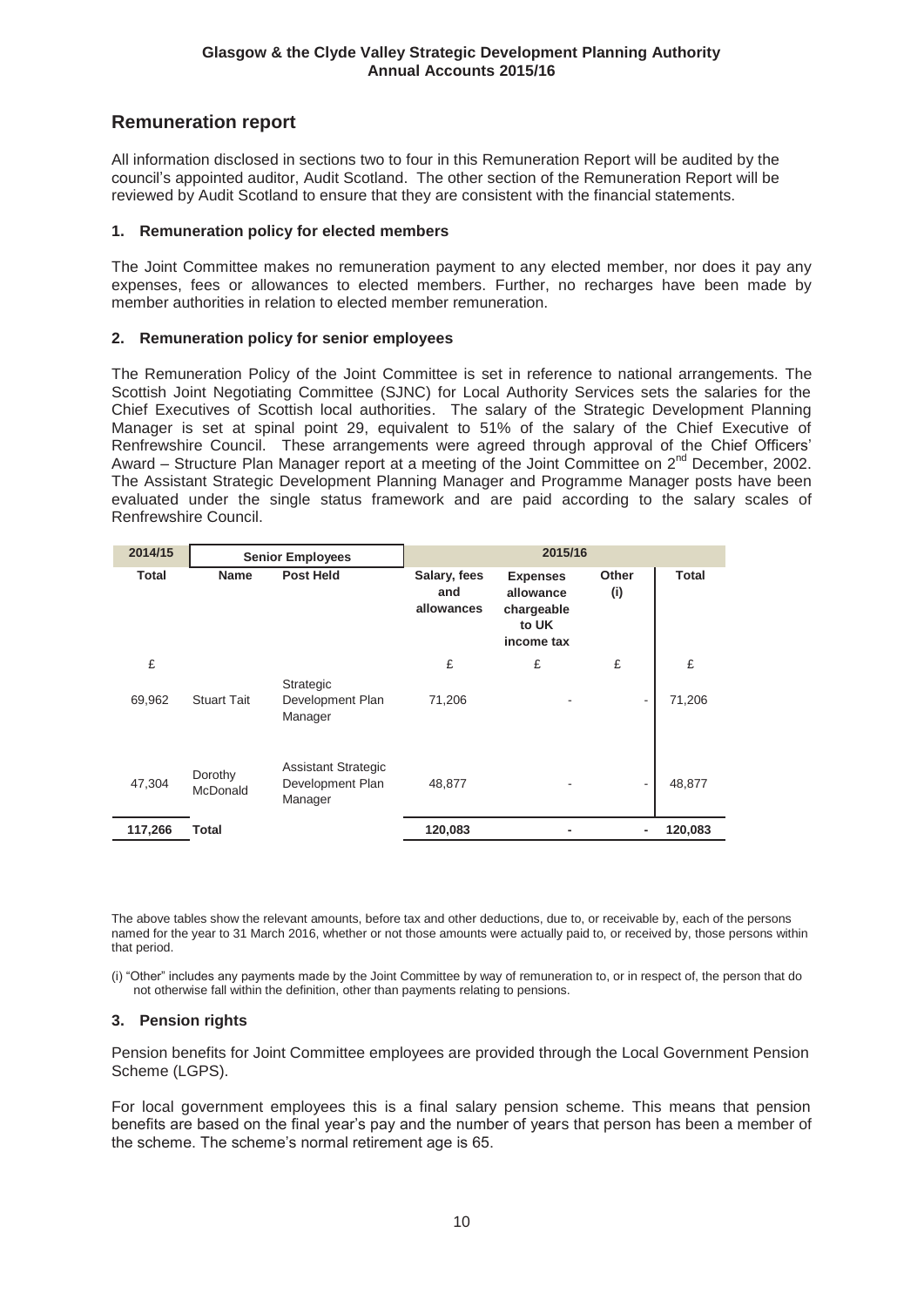## Remuneration report

All information disclosed in sections two to four in this Remuneration Report will be audited by the council's appointed auditor, Audit Scotland. The other section of the Remuneration Report will be reviewed by Audit Scotland to ensure that they are consistent with the financial statements.

### 1. Remuneration policy for elected members

The Joint Committee makes no remuneration payment to any elected member, nor does it pay any expenses, fees or allowances to elected members. Further, no recharges have been made by member authorities in relation to elected member remuneration.

### 2. Remuneration policy for senior employees

The Remuneration Policy of the Joint Committee is set in reference to national arrangements. The Scottish Joint Negotiating Committee (SJNC) for Local Authority Services sets the salaries for the Chief Executives of Scottish local authorities. The salary of the Strategic Development Planning Manager is set at spinal point 29, equivalent to 51% of the salary of the Chief Executive of Renfrewshire Council. These arrangements were agreed through approval of the Chief Officers' Award – Structure Plan Manager report at a meeting of the Joint Committee on 2nd December, 2002. The Assistant Strategic Development Planning Manager and Programme Manager posts have been evaluated under the single status framework and are paid according to the salary scales of Renfrewshire Council.

| 2014/15 | Senior Employees | | 2015/16 | | | |
|---|---|---|---|---|---|---|
| **Total** | **Name** | **Post Held** | **Salary, fees and allowances** | **Expenses allowance chargeable to UK income tax** | **Other (i)** | **Total** |
| £ | | | £ | £ | £ | £ |
| 69,962 | Stuart Tait | Strategic Development Plan Manager | 71,206 | - | - | 71,206 |
| 47,304 | Dorothy McDonald | Assistant Strategic Development Plan Manager | 48,877 | - | - | 48,877 |
| **117,266** | **Total** | | **120,083** | **-** | **-** | **120,083** |

The above tables show the relevant amounts, before tax and other deductions, due to, or receivable by, each of the persons named for the year to 31 March 2016, whether or not those amounts were actually paid to, or received by, those persons within that period.

(i) "Other" includes any payments made by the Joint Committee by way of remuneration to, or in respect of, the person that do not otherwise fall within the definition, other than payments relating to pensions.

### 3. Pension rights

Pension benefits for Joint Committee employees are provided through the Local Government Pension Scheme (LGPS).

For local government employees this is a final salary pension scheme. This means that pension benefits are based on the final year's pay and the number of years that person has been a member of the scheme. The scheme's normal retirement age is 65.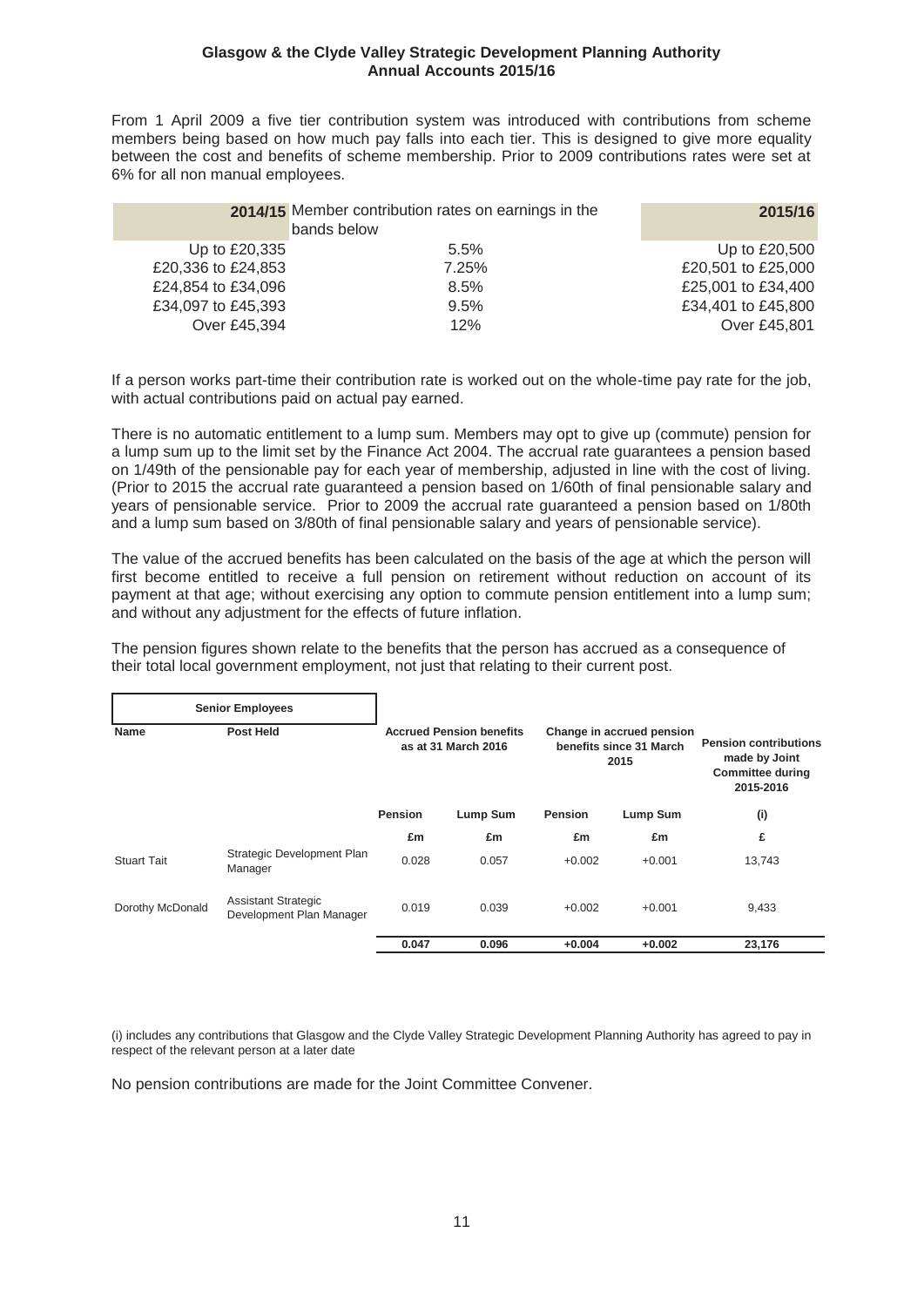From 1 April 2009 a five tier contribution system was introduced with contributions from scheme members being based on how much pay falls into each tier. This is designed to give more equality between the cost and benefits of scheme membership. Prior to 2009 contributions rates were set at 6% for all non manual employees.

| 2014/15 | Member contribution rates on earnings in the bands below | 2015/16 |
|---|---|---|
| Up to £20,335 | 5.5% | Up to £20,500 |
| £20,336 to £24,853 | 7.25% | £20,501 to £25,000 |
| £24,854 to £34,096 | 8.5% | £25,001 to £34,400 |
| £34,097 to £45,393 | 9.5% | £34,401 to £45,800 |
| Over £45,394 | 12% | Over £45,801 |

If a person works part-time their contribution rate is worked out on the whole-time pay rate for the job, with actual contributions paid on actual pay earned.

There is no automatic entitlement to a lump sum. Members may opt to give up (commute) pension for a lump sum up to the limit set by the Finance Act 2004. The accrual rate guarantees a pension based on 1/49th of the pensionable pay for each year of membership, adjusted in line with the cost of living. (Prior to 2015 the accrual rate guaranteed a pension based on 1/60th of final pensionable salary and years of pensionable service. Prior to 2009 the accrual rate guaranteed a pension based on 1/80th and a lump sum based on 3/80th of final pensionable salary and years of pensionable service).

The value of the accrued benefits has been calculated on the basis of the age at which the person will first become entitled to receive a full pension on retirement without reduction on account of its payment at that age; without exercising any option to commute pension entitlement into a lump sum; and without any adjustment for the effects of future inflation.

The pension figures shown relate to the benefits that the person has accrued as a consequence of their total local government employment, not just that relating to their current post.

| Senior Employees | | Accrued Pension benefits as at 31 March 2016 | | Change in accrued pension benefits since 31 March 2015 | | Pension contributions made by Joint Committee during 2015-2016 |
|---|---|---|---|---|---|---|
| Name | Post Held | Pension | Lump Sum | Pension | Lump Sum | (i) |
| | | £m | £m | £m | £m | £ |
| Stuart Tait | Strategic Development Plan Manager | 0.028 | 0.057 | +0.002 | +0.001 | 13,743 |
| Dorothy McDonald | Assistant Strategic Development Plan Manager | 0.019 | 0.039 | +0.002 | +0.001 | 9,433 |
| | | **0.047** | **0.096** | **+0.004** | **+0.002** | **23,176** |

(i) includes any contributions that Glasgow and the Clyde Valley Strategic Development Planning Authority has agreed to pay in respect of the relevant person at a later date

No pension contributions are made for the Joint Committee Convener.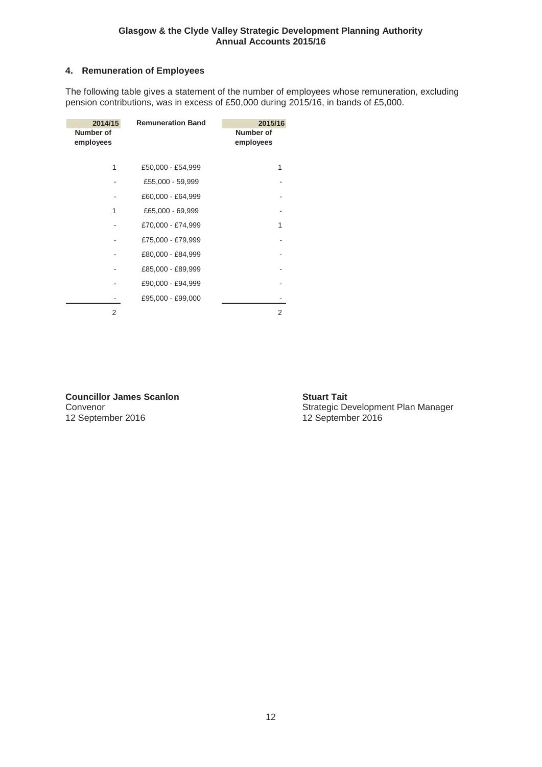## 4. Remuneration of Employees

The following table gives a statement of the number of employees whose remuneration, excluding pension contributions, was in excess of £50,000 during 2015/16, in bands of £5,000.

| 2014/15 Number of employees | Remuneration Band | 2015/16 Number of employees |
|---|---|---|
| 1 | £50,000 - £54,999 | 1 |
| - | £55,000 - 59,999 | - |
| - | £60,000 - £64,999 | - |
| 1 | £65,000 - 69,999 | - |
| - | £70,000 - £74,999 | 1 |
| - | £75,000 - £79,999 | - |
| - | £80,000 - £84,999 | - |
| - | £85,000 - £89,999 | - |
| - | £90,000 - £94,999 | - |
| - | £95,000 - £99,000 | - |
| 2 | | 2 |

**Councillor James Scanlon**
Convenor
12 September 2016

**Stuart Tait**
Strategic Development Plan Manager
12 September 2016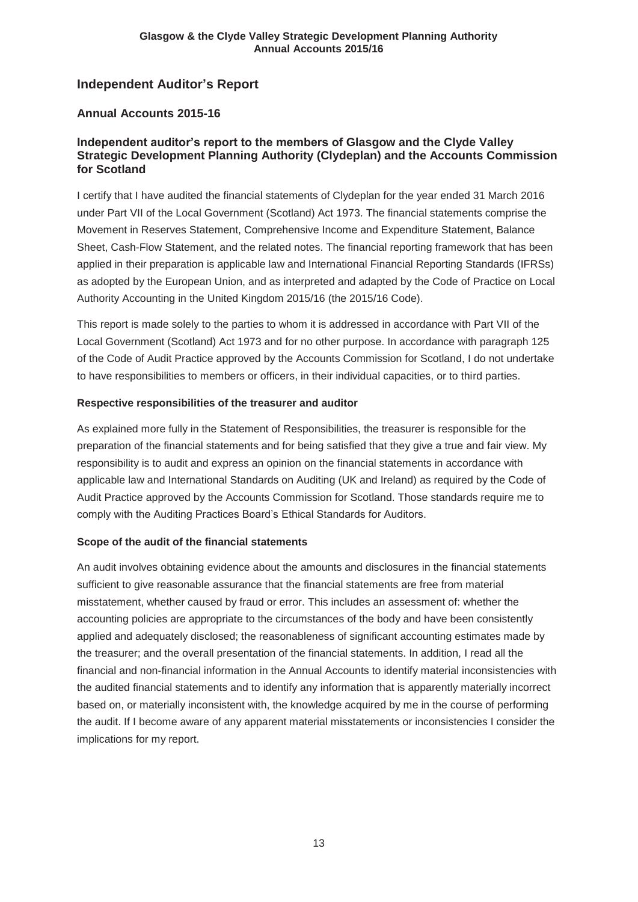# Independent Auditor's Report

## Annual Accounts 2015-16

### Independent auditor's report to the members of Glasgow and the Clyde Valley Strategic Development Planning Authority (Clydeplan) and the Accounts Commission for Scotland

I certify that I have audited the financial statements of Clydeplan for the year ended 31 March 2016 under Part VII of the Local Government (Scotland) Act 1973. The financial statements comprise the Movement in Reserves Statement, Comprehensive Income and Expenditure Statement, Balance Sheet, Cash-Flow Statement, and the related notes. The financial reporting framework that has been applied in their preparation is applicable law and International Financial Reporting Standards (IFRSs) as adopted by the European Union, and as interpreted and adapted by the Code of Practice on Local Authority Accounting in the United Kingdom 2015/16 (the 2015/16 Code).

This report is made solely to the parties to whom it is addressed in accordance with Part VII of the Local Government (Scotland) Act 1973 and for no other purpose. In accordance with paragraph 125 of the Code of Audit Practice approved by the Accounts Commission for Scotland, I do not undertake to have responsibilities to members or officers, in their individual capacities, or to third parties.

**Respective responsibilities of the treasurer and auditor**

As explained more fully in the Statement of Responsibilities, the treasurer is responsible for the preparation of the financial statements and for being satisfied that they give a true and fair view. My responsibility is to audit and express an opinion on the financial statements in accordance with applicable law and International Standards on Auditing (UK and Ireland) as required by the Code of Audit Practice approved by the Accounts Commission for Scotland. Those standards require me to comply with the Auditing Practices Board's Ethical Standards for Auditors.

**Scope of the audit of the financial statements**

An audit involves obtaining evidence about the amounts and disclosures in the financial statements sufficient to give reasonable assurance that the financial statements are free from material misstatement, whether caused by fraud or error. This includes an assessment of: whether the accounting policies are appropriate to the circumstances of the body and have been consistently applied and adequately disclosed; the reasonableness of significant accounting estimates made by the treasurer; and the overall presentation of the financial statements. In addition, I read all the financial and non-financial information in the Annual Accounts to identify material inconsistencies with the audited financial statements and to identify any information that is apparently materially incorrect based on, or materially inconsistent with, the knowledge acquired by me in the course of performing the audit. If I become aware of any apparent material misstatements or inconsistencies I consider the implications for my report.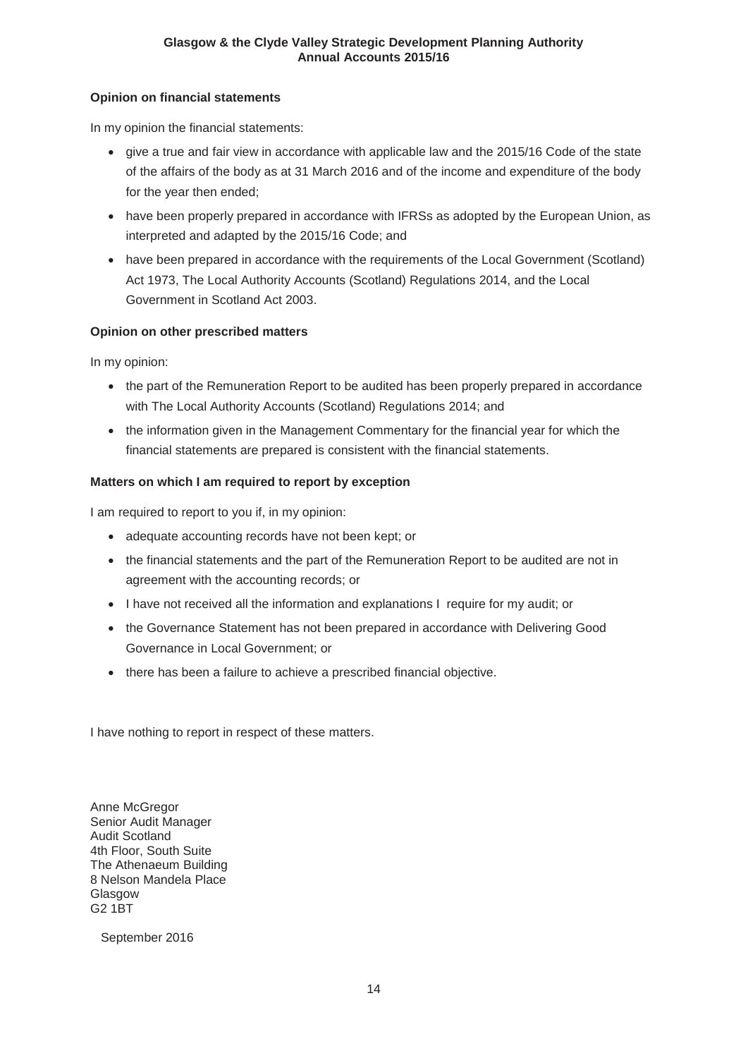### Opinion on financial statements

In my opinion the financial statements:

- give a true and fair view in accordance with applicable law and the 2015/16 Code of the state of the affairs of the body as at 31 March 2016 and of the income and expenditure of the body for the year then ended;
- have been properly prepared in accordance with IFRSs as adopted by the European Union, as interpreted and adapted by the 2015/16 Code; and
- have been prepared in accordance with the requirements of the Local Government (Scotland) Act 1973, The Local Authority Accounts (Scotland) Regulations 2014, and the Local Government in Scotland Act 2003.

### Opinion on other prescribed matters

In my opinion:

- the part of the Remuneration Report to be audited has been properly prepared in accordance with The Local Authority Accounts (Scotland) Regulations 2014; and
- the information given in the Management Commentary for the financial year for which the financial statements are prepared is consistent with the financial statements.

### Matters on which I am required to report by exception

I am required to report to you if, in my opinion:

- adequate accounting records have not been kept; or
- the financial statements and the part of the Remuneration Report to be audited are not in agreement with the accounting records; or
- I have not received all the information and explanations I require for my audit; or
- the Governance Statement has not been prepared in accordance with Delivering Good Governance in Local Government; or
- there has been a failure to achieve a prescribed financial objective.

I have nothing to report in respect of these matters.

Anne McGregor
Senior Audit Manager
Audit Scotland
4th Floor, South Suite
The Athenaeum Building
8 Nelson Mandela Place
Glasgow
G2 1BT

September 2016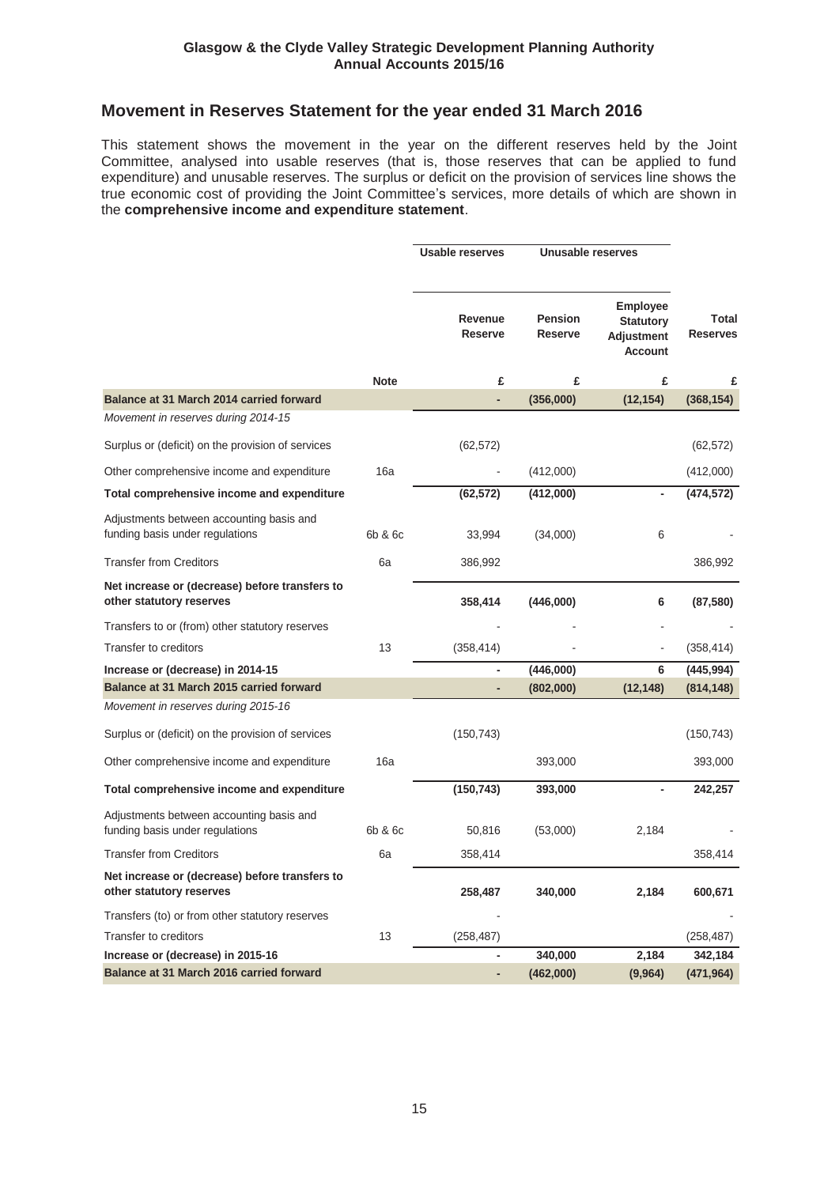# Movement in Reserves Statement for the year ended 31 March 2016

This statement shows the movement in the year on the different reserves held by the Joint Committee, analysed into usable reserves (that is, those reserves that can be applied to fund expenditure) and unusable reserves. The surplus or deficit on the provision of services line shows the true economic cost of providing the Joint Committee's services, more details of which are shown in the **comprehensive income and expenditure statement**.

| | | Usable reserves | Unusable reserves | | |
|---|---|---|---|---|---|
| | | **Revenue Reserve** | **Pension Reserve** | **Employee Statutory Adjustment Account** | **Total Reserves** |
| | **Note** | **£** | **£** | **£** | **£** |
| **Balance at 31 March 2014 carried forward** | | **-** | **(356,000)** | **(12,154)** | **(368,154)** |
| *Movement in reserves during 2014-15* | | | | | |
| Surplus or (deficit) on the provision of services | | (62,572) | | | (62,572) |
| Other comprehensive income and expenditure | 16a | - | (412,000) | | (412,000) |
| **Total comprehensive income and expenditure** | | **(62,572)** | **(412,000)** | **-** | **(474,572)** |
| Adjustments between accounting basis and funding basis under regulations | 6b & 6c | 33,994 | (34,000) | 6 | - |
| Transfer from Creditors | 6a | 386,992 | | | 386,992 |
| **Net increase or (decrease) before transfers to other statutory reserves** | | **358,414** | **(446,000)** | **6** | **(87,580)** |
| Transfers to or (from) other statutory reserves | | - | - | - | - |
| Transfer to creditors | 13 | (358,414) | - | - | (358,414) |
| **Increase or (decrease) in 2014-15** | | **-** | **(446,000)** | **6** | **(445,994)** |
| **Balance at 31 March 2015 carried forward** | | **-** | **(802,000)** | **(12,148)** | **(814,148)** |
| *Movement in reserves during 2015-16* | | | | | |
| Surplus or (deficit) on the provision of services | | (150,743) | | | (150,743) |
| Other comprehensive income and expenditure | 16a | | 393,000 | | 393,000 |
| **Total comprehensive income and expenditure** | | **(150,743)** | **393,000** | **-** | **242,257** |
| Adjustments between accounting basis and funding basis under regulations | 6b & 6c | 50,816 | (53,000) | 2,184 | - |
| Transfer from Creditors | 6a | 358,414 | | | 358,414 |
| **Net increase or (decrease) before transfers to other statutory reserves** | | **258,487** | **340,000** | **2,184** | **600,671** |
| Transfers (to) or from other statutory reserves | | - | | | - |
| Transfer to creditors | 13 | (258,487) | | | (258,487) |
| **Increase or (decrease) in 2015-16** | | **-** | **340,000** | **2,184** | **342,184** |
| **Balance at 31 March 2016 carried forward** | | **-** | **(462,000)** | **(9,964)** | **(471,964)** |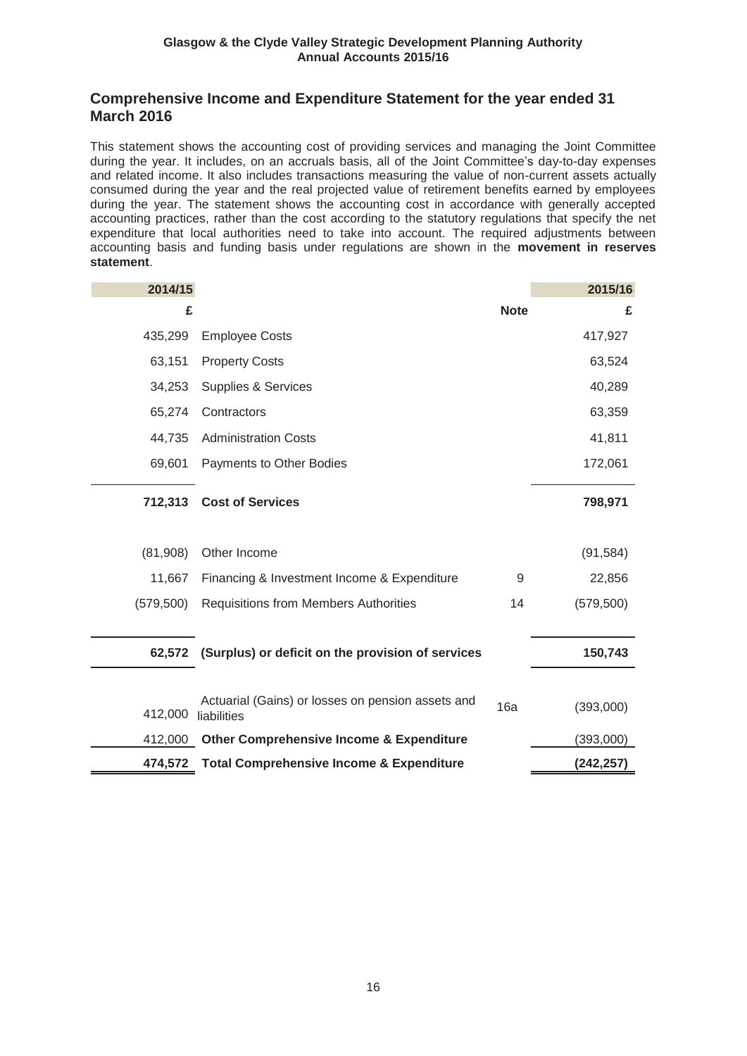## Comprehensive Income and Expenditure Statement for the year ended 31 March 2016

This statement shows the accounting cost of providing services and managing the Joint Committee during the year. It includes, on an accruals basis, all of the Joint Committee's day-to-day expenses and related income. It also includes transactions measuring the value of non-current assets actually consumed during the year and the real projected value of retirement benefits earned by employees during the year. The statement shows the accounting cost in accordance with generally accepted accounting practices, rather than the cost according to the statutory regulations that specify the net expenditure that local authorities need to take into account. The required adjustments between accounting basis and funding basis under regulations are shown in the **movement in reserves statement**.

| 2014/15 | | | 2015/16 |
|---|---|---|---|
| £ | | Note | £ |
| 435,299 | Employee Costs | | 417,927 |
| 63,151 | Property Costs | | 63,524 |
| 34,253 | Supplies & Services | | 40,289 |
| 65,274 | Contractors | | 63,359 |
| 44,735 | Administration Costs | | 41,811 |
| 69,601 | Payments to Other Bodies | | 172,061 |
| **712,313** | **Cost of Services** | | **798,971** |
| (81,908) | Other Income | | (91,584) |
| 11,667 | Financing & Investment Income & Expenditure | 9 | 22,856 |
| (579,500) | Requisitions from Members Authorities | 14 | (579,500) |
| **62,572** | **(Surplus) or deficit on the provision of services** | | **150,743** |
| 412,000 | Actuarial (Gains) or losses on pension assets and liabilities | 16a | (393,000) |
| 412,000 | **Other Comprehensive Income & Expenditure** | | (393,000) |
| **474,572** | **Total Comprehensive Income & Expenditure** | | **(242,257)** |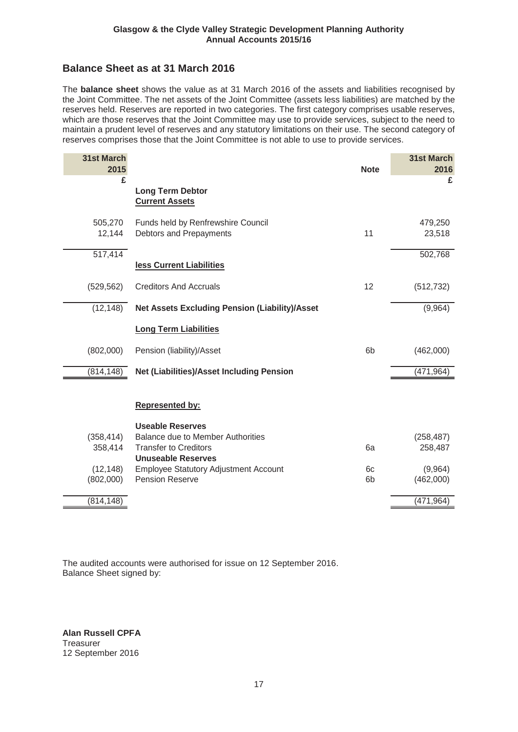## Balance Sheet as at 31 March 2016

The **balance sheet** shows the value as at 31 March 2016 of the assets and liabilities recognised by the Joint Committee. The net assets of the Joint Committee (assets less liabilities) are matched by the reserves held. Reserves are reported in two categories. The first category comprises usable reserves, which are those reserves that the Joint Committee may use to provide services, subject to the need to maintain a prudent level of reserves and any statutory limitations on their use. The second category of reserves comprises those that the Joint Committee is not able to use to provide services.

| 31st March 2015 £ | | Note | 31st March 2016 £ |
|---|---|---|---|
| | **Long Term Debtor** | | |
| | **Current Assets** | | |
| 505,270 | Funds held by Renfrewshire Council | | 479,250 |
| 12,144 | Debtors and Prepayments | 11 | 23,518 |
| 517,414 | | | 502,768 |
| | **less Current Liabilities** | | |
| (529,562) | Creditors And Accruals | 12 | (512,732) |
| (12,148) | **Net Assets Excluding Pension (Liability)/Asset** | | (9,964) |
| | **Long Term Liabilities** | | |
| (802,000) | Pension (liability)/Asset | 6b | (462,000) |
| (814,148) | **Net (Liabilities)/Asset Including Pension** | | (471,964) |
| | **Represented by:** | | |
| | **Useable Reserves** | | |
| (358,414) | Balance due to Member Authorities | | (258,487) |
| 358,414 | Transfer to Creditors | 6a | 258,487 |
| | **Unuseable Reserves** | | |
| (12,148) | Employee Statutory Adjustment Account | 6c | (9,964) |
| (802,000) | Pension Reserve | 6b | (462,000) |
| (814,148) | | | (471,964) |

The audited accounts were authorised for issue on 12 September 2016.
Balance Sheet signed by:

**Alan Russell CPFA**
Treasurer
12 September 2016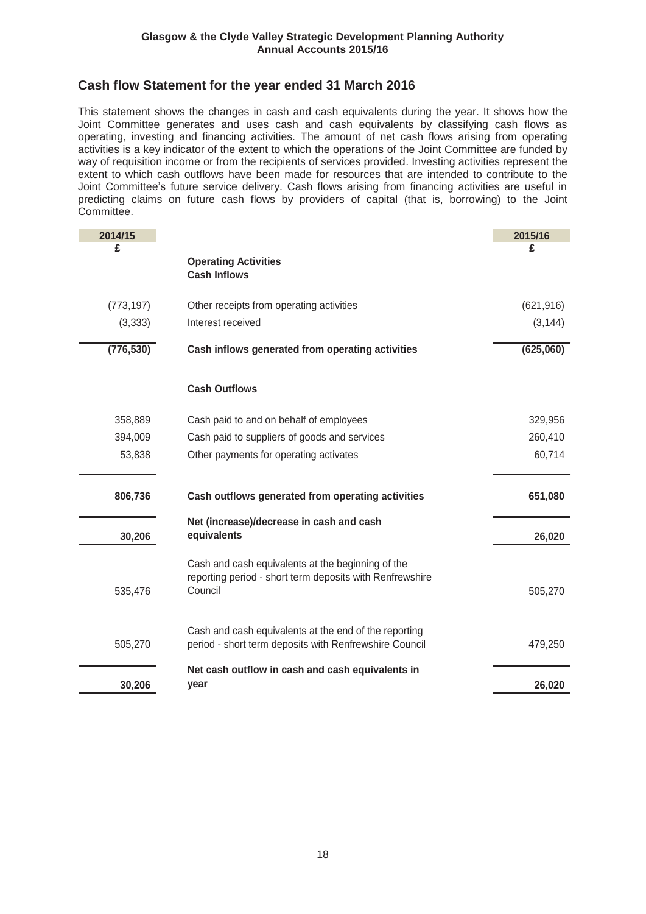## Cash flow Statement for the year ended 31 March 2016

This statement shows the changes in cash and cash equivalents during the year. It shows how the Joint Committee generates and uses cash and cash equivalents by classifying cash flows as operating, investing and financing activities. The amount of net cash flows arising from operating activities is a key indicator of the extent to which the operations of the Joint Committee are funded by way of requisition income or from the recipients of services provided. Investing activities represent the extent to which cash outflows have been made for resources that are intended to contribute to the Joint Committee's future service delivery. Cash flows arising from financing activities are useful in predicting claims on future cash flows by providers of capital (that is, borrowing) to the Joint Committee.

| 2014/15<br>£ | | 2015/16<br>£ |
|---|---|---|
| | **Operating Activities** | |
| | **Cash Inflows** | |
| (773,197) | Other receipts from operating activities | (621,916) |
| (3,333) | Interest received | (3,144) |
| **(776,530)** | **Cash inflows generated from operating activities** | **(625,060)** |
| | **Cash Outflows** | |
| 358,889 | Cash paid to and on behalf of employees | 329,956 |
| 394,009 | Cash paid to suppliers of goods and services | 260,410 |
| 53,838 | Other payments for operating activates | 60,714 |
| **806,736** | **Cash outflows generated from operating activities** | **651,080** |
| **30,206** | **Net (increase)/decrease in cash and cash equivalents** | **26,020** |
| 535,476 | Cash and cash equivalents at the beginning of the reporting period - short term deposits with Renfrewshire Council | 505,270 |
| 505,270 | Cash and cash equivalents at the end of the reporting period - short term deposits with Renfrewshire Council | 479,250 |
| **30,206** | **Net cash outflow in cash and cash equivalents in year** | **26,020** |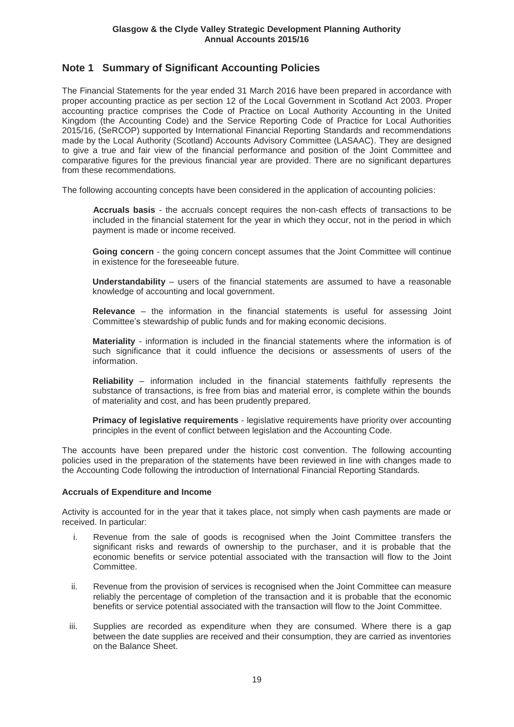## Note 1 Summary of Significant Accounting Policies

The Financial Statements for the year ended 31 March 2016 have been prepared in accordance with proper accounting practice as per section 12 of the Local Government in Scotland Act 2003. Proper accounting practice comprises the Code of Practice on Local Authority Accounting in the United Kingdom (the Accounting Code) and the Service Reporting Code of Practice for Local Authorities 2015/16, (SeRCOP) supported by International Financial Reporting Standards and recommendations made by the Local Authority (Scotland) Accounts Advisory Committee (LASAAC). They are designed to give a true and fair view of the financial performance and position of the Joint Committee and comparative figures for the previous financial year are provided. There are no significant departures from these recommendations.

The following accounting concepts have been considered in the application of accounting policies:

**Accruals basis** - the accruals concept requires the non-cash effects of transactions to be included in the financial statement for the year in which they occur, not in the period in which payment is made or income received.

**Going concern** - the going concern concept assumes that the Joint Committee will continue in existence for the foreseeable future.

**Understandability** – users of the financial statements are assumed to have a reasonable knowledge of accounting and local government.

**Relevance** – the information in the financial statements is useful for assessing Joint Committee's stewardship of public funds and for making economic decisions.

**Materiality** - information is included in the financial statements where the information is of such significance that it could influence the decisions or assessments of users of the information.

**Reliability** – information included in the financial statements faithfully represents the substance of transactions, is free from bias and material error, is complete within the bounds of materiality and cost, and has been prudently prepared.

**Primacy of legislative requirements** - legislative requirements have priority over accounting principles in the event of conflict between legislation and the Accounting Code.

The accounts have been prepared under the historic cost convention. The following accounting policies used in the preparation of the statements have been reviewed in line with changes made to the Accounting Code following the introduction of International Financial Reporting Standards.

**Accruals of Expenditure and Income**

Activity is accounted for in the year that it takes place, not simply when cash payments are made or received. In particular:

i. Revenue from the sale of goods is recognised when the Joint Committee transfers the significant risks and rewards of ownership to the purchaser, and it is probable that the economic benefits or service potential associated with the transaction will flow to the Joint Committee.

ii. Revenue from the provision of services is recognised when the Joint Committee can measure reliably the percentage of completion of the transaction and it is probable that the economic benefits or service potential associated with the transaction will flow to the Joint Committee.

iii. Supplies are recorded as expenditure when they are consumed. Where there is a gap between the date supplies are received and their consumption, they are carried as inventories on the Balance Sheet.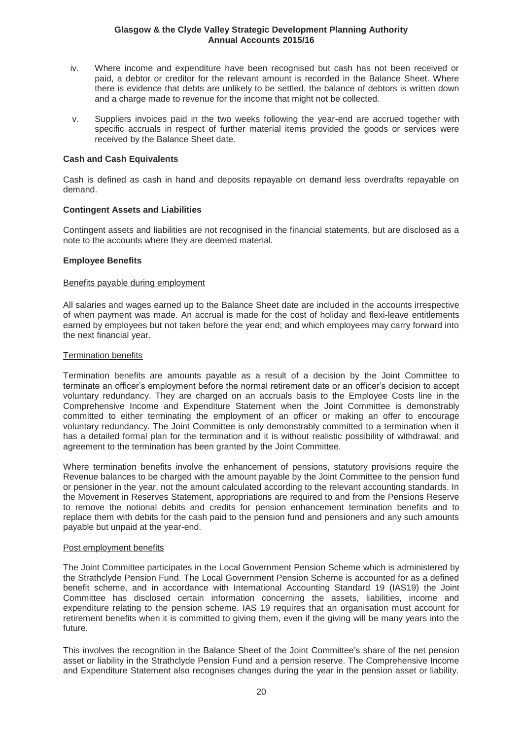iv. Where income and expenditure have been recognised but cash has not been received or paid, a debtor or creditor for the relevant amount is recorded in the Balance Sheet. Where there is evidence that debts are unlikely to be settled, the balance of debtors is written down and a charge made to revenue for the income that might not be collected.

v. Suppliers invoices paid in the two weeks following the year-end are accrued together with specific accruals in respect of further material items provided the goods or services were received by the Balance Sheet date.

**Cash and Cash Equivalents**

Cash is defined as cash in hand and deposits repayable on demand less overdrafts repayable on demand.

**Contingent Assets and Liabilities**

Contingent assets and liabilities are not recognised in the financial statements, but are disclosed as a note to the accounts where they are deemed material.

**Employee Benefits**

Benefits payable during employment

All salaries and wages earned up to the Balance Sheet date are included in the accounts irrespective of when payment was made. An accrual is made for the cost of holiday and flexi-leave entitlements earned by employees but not taken before the year end; and which employees may carry forward into the next financial year.

Termination benefits

Termination benefits are amounts payable as a result of a decision by the Joint Committee to terminate an officer's employment before the normal retirement date or an officer's decision to accept voluntary redundancy. They are charged on an accruals basis to the Employee Costs line in the Comprehensive Income and Expenditure Statement when the Joint Committee is demonstrably committed to either terminating the employment of an officer or making an offer to encourage voluntary redundancy. The Joint Committee is only demonstrably committed to a termination when it has a detailed formal plan for the termination and it is without realistic possibility of withdrawal; and agreement to the termination has been granted by the Joint Committee.

Where termination benefits involve the enhancement of pensions, statutory provisions require the Revenue balances to be charged with the amount payable by the Joint Committee to the pension fund or pensioner in the year, not the amount calculated according to the relevant accounting standards. In the Movement in Reserves Statement, appropriations are required to and from the Pensions Reserve to remove the notional debits and credits for pension enhancement termination benefits and to replace them with debits for the cash paid to the pension fund and pensioners and any such amounts payable but unpaid at the year-end.

Post employment benefits

The Joint Committee participates in the Local Government Pension Scheme which is administered by the Strathclyde Pension Fund. The Local Government Pension Scheme is accounted for as a defined benefit scheme, and in accordance with International Accounting Standard 19 (IAS19) the Joint Committee has disclosed certain information concerning the assets, liabilities, income and expenditure relating to the pension scheme. IAS 19 requires that an organisation must account for retirement benefits when it is committed to giving them, even if the giving will be many years into the future.

This involves the recognition in the Balance Sheet of the Joint Committee's share of the net pension asset or liability in the Strathclyde Pension Fund and a pension reserve. The Comprehensive Income and Expenditure Statement also recognises changes during the year in the pension asset or liability.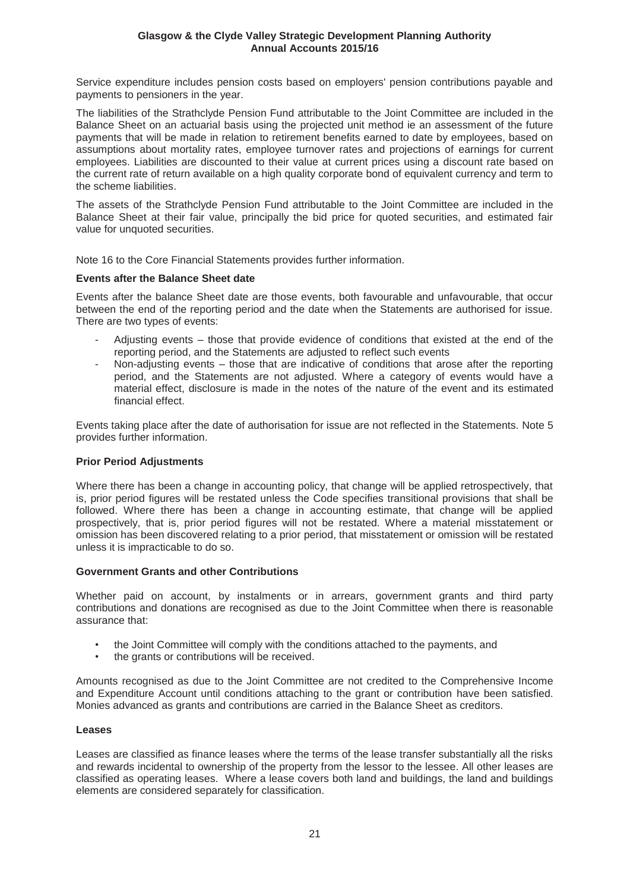Service expenditure includes pension costs based on employers' pension contributions payable and payments to pensioners in the year.

The liabilities of the Strathclyde Pension Fund attributable to the Joint Committee are included in the Balance Sheet on an actuarial basis using the projected unit method ie an assessment of the future payments that will be made in relation to retirement benefits earned to date by employees, based on assumptions about mortality rates, employee turnover rates and projections of earnings for current employees. Liabilities are discounted to their value at current prices using a discount rate based on the current rate of return available on a high quality corporate bond of equivalent currency and term to the scheme liabilities.

The assets of the Strathclyde Pension Fund attributable to the Joint Committee are included in the Balance Sheet at their fair value, principally the bid price for quoted securities, and estimated fair value for unquoted securities.

Note 16 to the Core Financial Statements provides further information.

**Events after the Balance Sheet date**

Events after the balance Sheet date are those events, both favourable and unfavourable, that occur between the end of the reporting period and the date when the Statements are authorised for issue. There are two types of events:

- Adjusting events – those that provide evidence of conditions that existed at the end of the reporting period, and the Statements are adjusted to reflect such events
- Non-adjusting events – those that are indicative of conditions that arose after the reporting period, and the Statements are not adjusted. Where a category of events would have a material effect, disclosure is made in the notes of the nature of the event and its estimated financial effect.

Events taking place after the date of authorisation for issue are not reflected in the Statements. Note 5 provides further information.

**Prior Period Adjustments**

Where there has been a change in accounting policy, that change will be applied retrospectively, that is, prior period figures will be restated unless the Code specifies transitional provisions that shall be followed. Where there has been a change in accounting estimate, that change will be applied prospectively, that is, prior period figures will not be restated. Where a material misstatement or omission has been discovered relating to a prior period, that misstatement or omission will be restated unless it is impracticable to do so.

**Government Grants and other Contributions**

Whether paid on account, by instalments or in arrears, government grants and third party contributions and donations are recognised as due to the Joint Committee when there is reasonable assurance that:

- the Joint Committee will comply with the conditions attached to the payments, and
- the grants or contributions will be received.

Amounts recognised as due to the Joint Committee are not credited to the Comprehensive Income and Expenditure Account until conditions attaching to the grant or contribution have been satisfied. Monies advanced as grants and contributions are carried in the Balance Sheet as creditors.

**Leases**

Leases are classified as finance leases where the terms of the lease transfer substantially all the risks and rewards incidental to ownership of the property from the lessor to the lessee. All other leases are classified as operating leases. Where a lease covers both land and buildings, the land and buildings elements are considered separately for classification.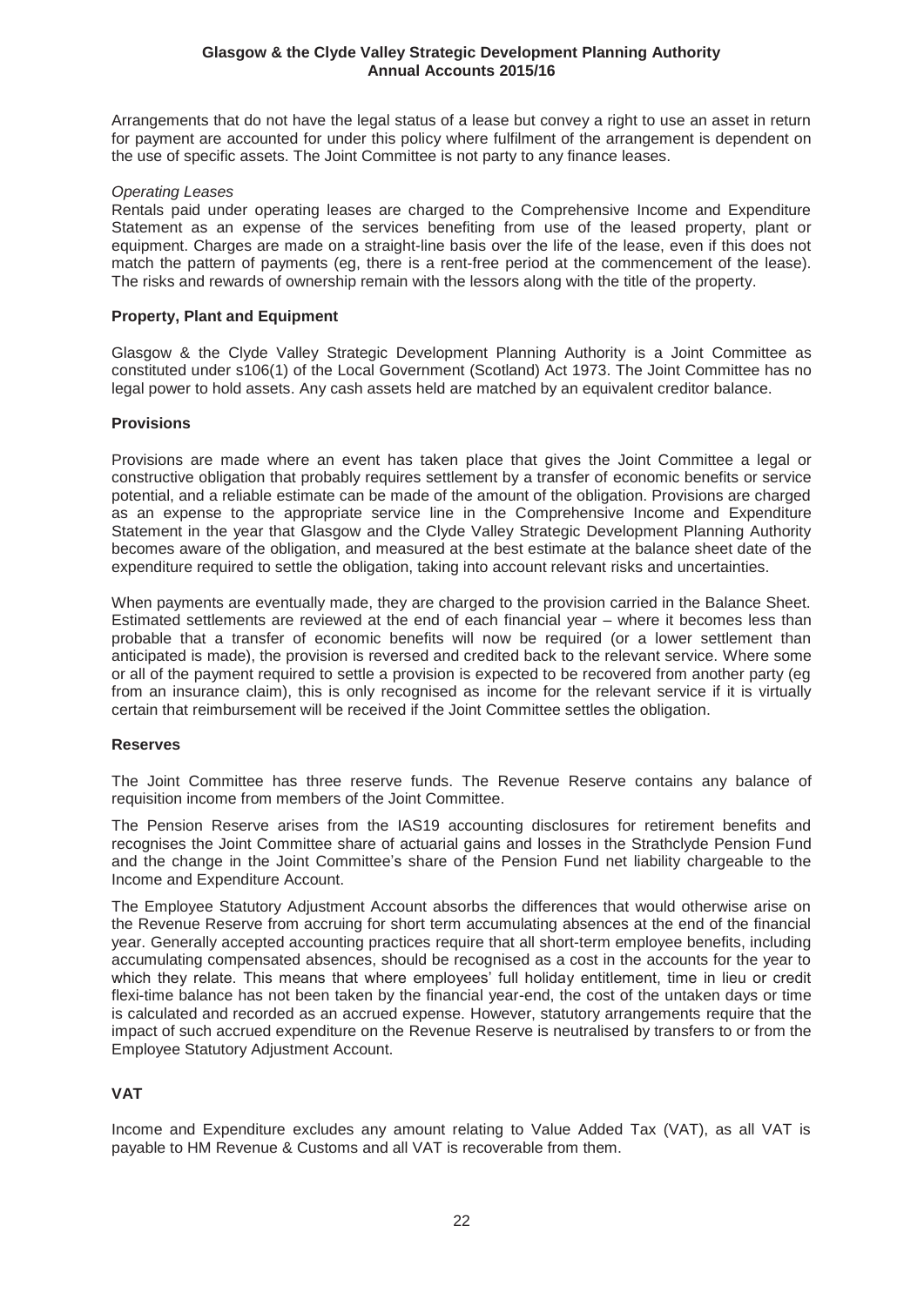Arrangements that do not have the legal status of a lease but convey a right to use an asset in return for payment are accounted for under this policy where fulfilment of the arrangement is dependent on the use of specific assets. The Joint Committee is not party to any finance leases.

*Operating Leases*

Rentals paid under operating leases are charged to the Comprehensive Income and Expenditure Statement as an expense of the services benefiting from use of the leased property, plant or equipment. Charges are made on a straight-line basis over the life of the lease, even if this does not match the pattern of payments (eg, there is a rent-free period at the commencement of the lease). The risks and rewards of ownership remain with the lessors along with the title of the property.

**Property, Plant and Equipment**

Glasgow & the Clyde Valley Strategic Development Planning Authority is a Joint Committee as constituted under s106(1) of the Local Government (Scotland) Act 1973. The Joint Committee has no legal power to hold assets. Any cash assets held are matched by an equivalent creditor balance.

**Provisions**

Provisions are made where an event has taken place that gives the Joint Committee a legal or constructive obligation that probably requires settlement by a transfer of economic benefits or service potential, and a reliable estimate can be made of the amount of the obligation. Provisions are charged as an expense to the appropriate service line in the Comprehensive Income and Expenditure Statement in the year that Glasgow and the Clyde Valley Strategic Development Planning Authority becomes aware of the obligation, and measured at the best estimate at the balance sheet date of the expenditure required to settle the obligation, taking into account relevant risks and uncertainties.

When payments are eventually made, they are charged to the provision carried in the Balance Sheet. Estimated settlements are reviewed at the end of each financial year – where it becomes less than probable that a transfer of economic benefits will now be required (or a lower settlement than anticipated is made), the provision is reversed and credited back to the relevant service. Where some or all of the payment required to settle a provision is expected to be recovered from another party (eg from an insurance claim), this is only recognised as income for the relevant service if it is virtually certain that reimbursement will be received if the Joint Committee settles the obligation.

**Reserves**

The Joint Committee has three reserve funds. The Revenue Reserve contains any balance of requisition income from members of the Joint Committee.

The Pension Reserve arises from the IAS19 accounting disclosures for retirement benefits and recognises the Joint Committee share of actuarial gains and losses in the Strathclyde Pension Fund and the change in the Joint Committee's share of the Pension Fund net liability chargeable to the Income and Expenditure Account.

The Employee Statutory Adjustment Account absorbs the differences that would otherwise arise on the Revenue Reserve from accruing for short term accumulating absences at the end of the financial year. Generally accepted accounting practices require that all short-term employee benefits, including accumulating compensated absences, should be recognised as a cost in the accounts for the year to which they relate. This means that where employees' full holiday entitlement, time in lieu or credit flexi-time balance has not been taken by the financial year-end, the cost of the untaken days or time is calculated and recorded as an accrued expense. However, statutory arrangements require that the impact of such accrued expenditure on the Revenue Reserve is neutralised by transfers to or from the Employee Statutory Adjustment Account.

**VAT**

Income and Expenditure excludes any amount relating to Value Added Tax (VAT), as all VAT is payable to HM Revenue & Customs and all VAT is recoverable from them.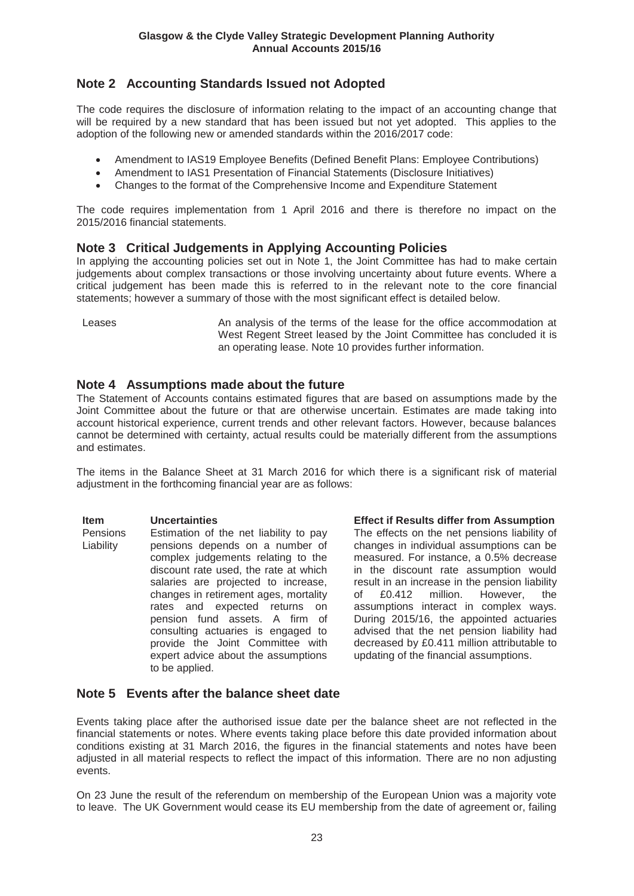## Note 2 Accounting Standards Issued not Adopted

The code requires the disclosure of information relating to the impact of an accounting change that will be required by a new standard that has been issued but not yet adopted. This applies to the adoption of the following new or amended standards within the 2016/2017 code:

- Amendment to IAS19 Employee Benefits (Defined Benefit Plans: Employee Contributions)
- Amendment to IAS1 Presentation of Financial Statements (Disclosure Initiatives)
- Changes to the format of the Comprehensive Income and Expenditure Statement

The code requires implementation from 1 April 2016 and there is therefore no impact on the 2015/2016 financial statements.

## Note 3 Critical Judgements in Applying Accounting Policies

In applying the accounting policies set out in Note 1, the Joint Committee has had to make certain judgements about complex transactions or those involving uncertainty about future events. Where a critical judgement has been made this is referred to in the relevant note to the core financial statements; however a summary of those with the most significant effect is detailed below.

| | |
|---|---|
| Leases | An analysis of the terms of the lease for the office accommodation at West Regent Street leased by the Joint Committee has concluded it is an operating lease. Note 10 provides further information. |

## Note 4 Assumptions made about the future

The Statement of Accounts contains estimated figures that are based on assumptions made by the Joint Committee about the future or that are otherwise uncertain. Estimates are made taking into account historical experience, current trends and other relevant factors. However, because balances cannot be determined with certainty, actual results could be materially different from the assumptions and estimates.

The items in the Balance Sheet at 31 March 2016 for which there is a significant risk of material adjustment in the forthcoming financial year are as follows:

| Item | Uncertainties | Effect if Results differ from Assumption |
|---|---|---|
| Pensions Liability | Estimation of the net liability to pay pensions depends on a number of complex judgements relating to the discount rate used, the rate at which salaries are projected to increase, changes in retirement ages, mortality rates and expected returns on pension fund assets. A firm of consulting actuaries is engaged to provide the Joint Committee with expert advice about the assumptions to be applied. | The effects on the net pensions liability of changes in individual assumptions can be measured. For instance, a 0.5% decrease in the discount rate assumption would result in an increase in the pension liability of £0.412 million. However, the assumptions interact in complex ways. During 2015/16, the appointed actuaries advised that the net pension liability had decreased by £0.411 million attributable to updating of the financial assumptions. |

## Note 5 Events after the balance sheet date

Events taking place after the authorised issue date per the balance sheet are not reflected in the financial statements or notes. Where events taking place before this date provided information about conditions existing at 31 March 2016, the figures in the financial statements and notes have been adjusted in all material respects to reflect the impact of this information. There are no non adjusting events.

On 23 June the result of the referendum on membership of the European Union was a majority vote to leave. The UK Government would cease its EU membership from the date of agreement or, failing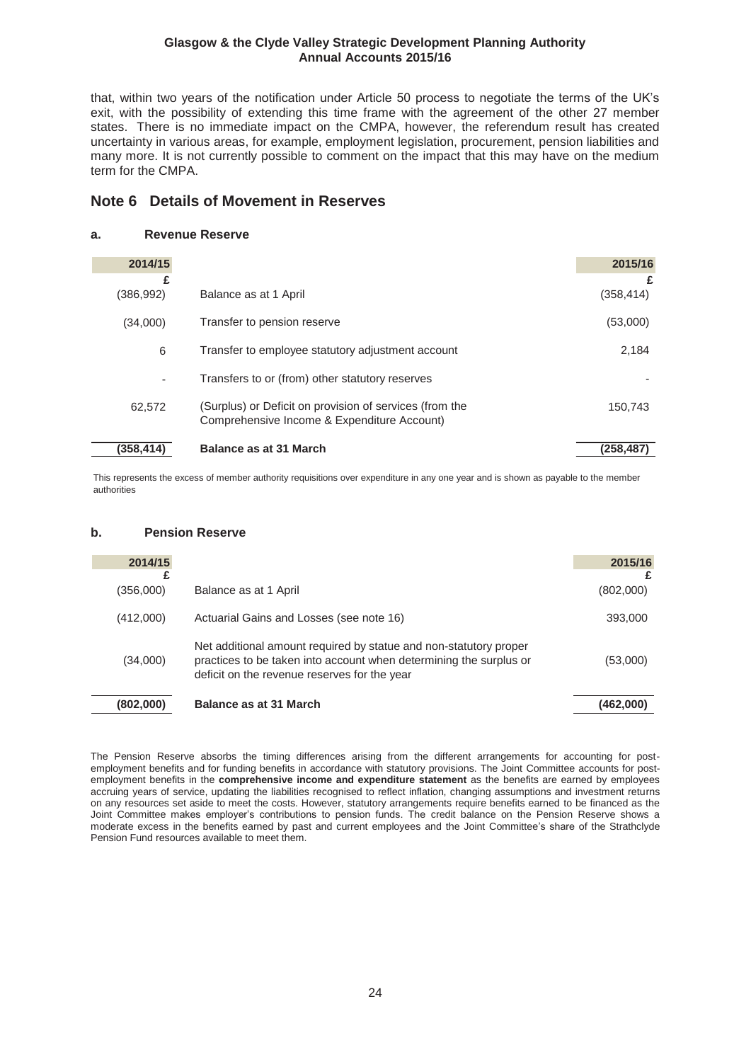that, within two years of the notification under Article 50 process to negotiate the terms of the UK's exit, with the possibility of extending this time frame with the agreement of the other 27 member states. There is no immediate impact on the CMPA, however, the referendum result has created uncertainty in various areas, for example, employment legislation, procurement, pension liabilities and many more. It is not currently possible to comment on the impact that this may have on the medium term for the CMPA.

## Note 6 Details of Movement in Reserves

### a. Revenue Reserve

| 2014/15 £ | | 2015/16 £ |
|---|---|---|
| (386,992) | Balance as at 1 April | (358,414) |
| (34,000) | Transfer to pension reserve | (53,000) |
| 6 | Transfer to employee statutory adjustment account | 2,184 |
| - | Transfers to or (from) other statutory reserves | - |
| 62,572 | (Surplus) or Deficit on provision of services (from the Comprehensive Income & Expenditure Account) | 150,743 |
| **(358,414)** | **Balance as at 31 March** | **(258,487)** |

This represents the excess of member authority requisitions over expenditure in any one year and is shown as payable to the member authorities

### b. Pension Reserve

| 2014/15 £ | | 2015/16 £ |
|---|---|---|
| (356,000) | Balance as at 1 April | (802,000) |
| (412,000) | Actuarial Gains and Losses (see note 16) | 393,000 |
| (34,000) | Net additional amount required by statue and non-statutory proper practices to be taken into account when determining the surplus or deficit on the revenue reserves for the year | (53,000) |
| **(802,000)** | **Balance as at 31 March** | **(462,000)** |

The Pension Reserve absorbs the timing differences arising from the different arrangements for accounting for post-employment benefits and for funding benefits in accordance with statutory provisions. The Joint Committee accounts for post-employment benefits in the **comprehensive income and expenditure statement** as the benefits are earned by employees accruing years of service, updating the liabilities recognised to reflect inflation, changing assumptions and investment returns on any resources set aside to meet the costs. However, statutory arrangements require benefits earned to be financed as the Joint Committee makes employer's contributions to pension funds. The credit balance on the Pension Reserve shows a moderate excess in the benefits earned by past and current employees and the Joint Committee's share of the Strathclyde Pension Fund resources available to meet them.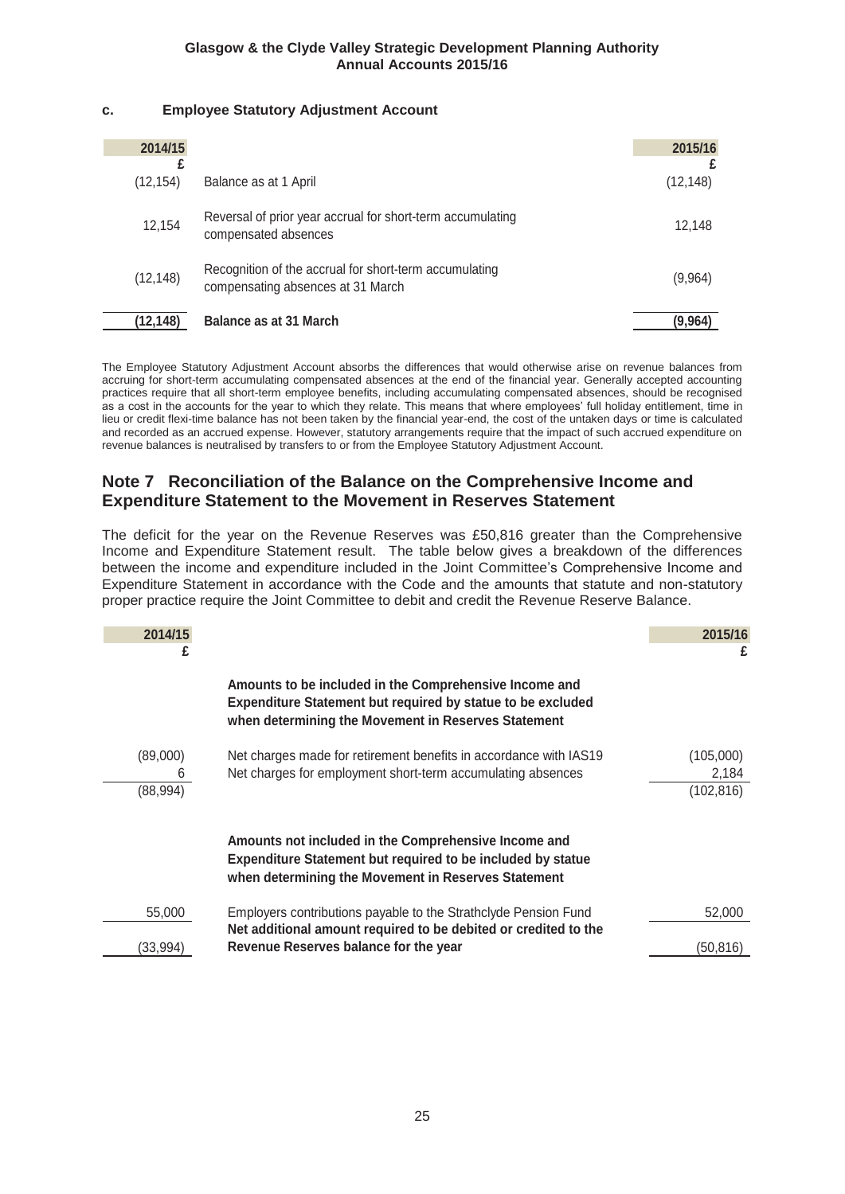### c. Employee Statutory Adjustment Account

| 2014/15 £ | | 2015/16 £ |
|---|---|---|
| (12,154) | Balance as at 1 April | (12,148) |
| 12,154 | Reversal of prior year accrual for short-term accumulating compensated absences | 12,148 |
| (12,148) | Recognition of the accrual for short-term accumulating compensating absences at 31 March | (9,964) |
| **(12,148)** | **Balance as at 31 March** | **(9,964)** |

The Employee Statutory Adjustment Account absorbs the differences that would otherwise arise on revenue balances from accruing for short-term accumulating compensated absences at the end of the financial year. Generally accepted accounting practices require that all short-term employee benefits, including accumulating compensated absences, should be recognised as a cost in the accounts for the year to which they relate. This means that where employees' full holiday entitlement, time in lieu or credit flexi-time balance has not been taken by the financial year-end, the cost of the untaken days or time is calculated and recorded as an accrued expense. However, statutory arrangements require that the impact of such accrued expenditure on revenue balances is neutralised by transfers to or from the Employee Statutory Adjustment Account.

## Note 7 Reconciliation of the Balance on the Comprehensive Income and Expenditure Statement to the Movement in Reserves Statement

The deficit for the year on the Revenue Reserves was £50,816 greater than the Comprehensive Income and Expenditure Statement result. The table below gives a breakdown of the differences between the income and expenditure included in the Joint Committee's Comprehensive Income and Expenditure Statement in accordance with the Code and the amounts that statute and non-statutory proper practice require the Joint Committee to debit and credit the Revenue Reserve Balance.

| 2014/15 £ | | 2015/16 £ |
|---|---|---|
| | **Amounts to be included in the Comprehensive Income and Expenditure Statement but required by statue to be excluded when determining the Movement in Reserves Statement** | |
| (89,000) | Net charges made for retirement benefits in accordance with IAS19 | (105,000) |
| 6 | Net charges for employment short-term accumulating absences | 2,184 |
| (88,994) | | (102,816) |
| | **Amounts not included in the Comprehensive Income and Expenditure Statement but required to be included by statue when determining the Movement in Reserves Statement** | |
| 55,000 | Employers contributions payable to the Strathclyde Pension Fund | 52,000 |
| (33,994) | **Net additional amount required to be debited or credited to the Revenue Reserves balance for the year** | (50,816) |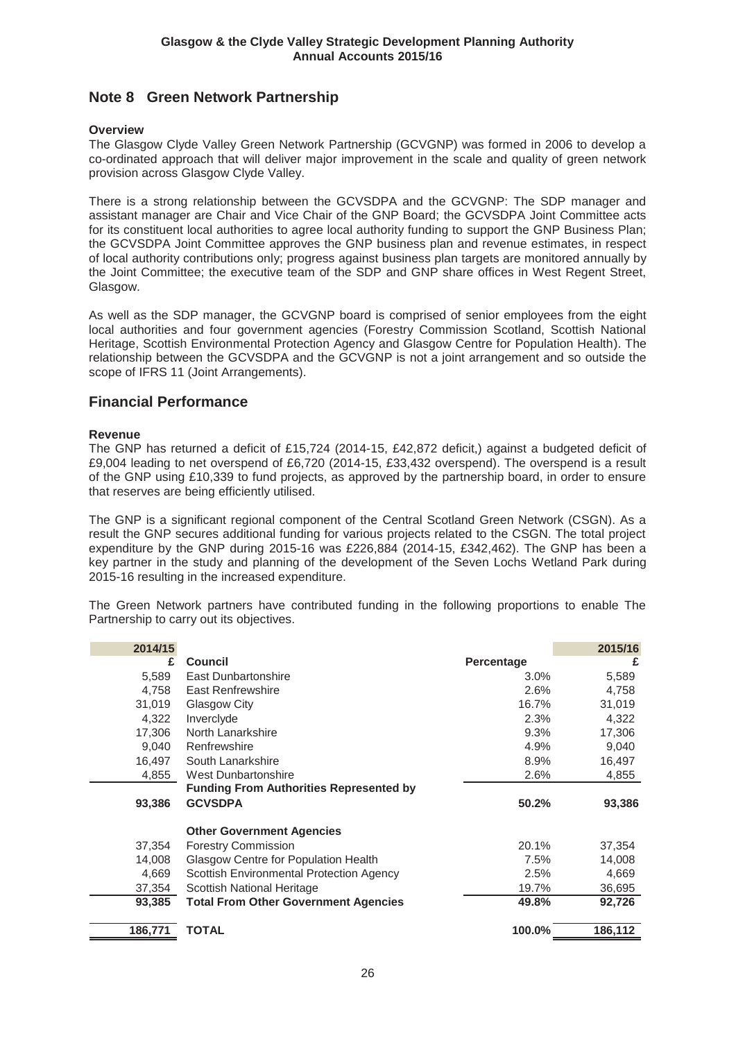## Note 8 Green Network Partnership

**Overview**

The Glasgow Clyde Valley Green Network Partnership (GCVGNP) was formed in 2006 to develop a co-ordinated approach that will deliver major improvement in the scale and quality of green network provision across Glasgow Clyde Valley.

There is a strong relationship between the GCVSDPA and the GCVGNP: The SDP manager and assistant manager are Chair and Vice Chair of the GNP Board; the GCVSDPA Joint Committee acts for its constituent local authorities to agree local authority funding to support the GNP Business Plan; the GCVSDPA Joint Committee approves the GNP business plan and revenue estimates, in respect of local authority contributions only; progress against business plan targets are monitored annually by the Joint Committee; the executive team of the SDP and GNP share offices in West Regent Street, Glasgow.

As well as the SDP manager, the GCVGNP board is comprised of senior employees from the eight local authorities and four government agencies (Forestry Commission Scotland, Scottish National Heritage, Scottish Environmental Protection Agency and Glasgow Centre for Population Health). The relationship between the GCVSDPA and the GCVGNP is not a joint arrangement and so outside the scope of IFRS 11 (Joint Arrangements).

## Financial Performance

**Revenue**

The GNP has returned a deficit of £15,724 (2014-15, £42,872 deficit,) against a budgeted deficit of £9,004 leading to net overspend of £6,720 (2014-15, £33,432 overspend). The overspend is a result of the GNP using £10,339 to fund projects, as approved by the partnership board, in order to ensure that reserves are being efficiently utilised.

The GNP is a significant regional component of the Central Scotland Green Network (CSGN). As a result the GNP secures additional funding for various projects related to the CSGN. The total project expenditure by the GNP during 2015-16 was £226,884 (2014-15, £342,462). The GNP has been a key partner in the study and planning of the development of the Seven Lochs Wetland Park during 2015-16 resulting in the increased expenditure.

The Green Network partners have contributed funding in the following proportions to enable The Partnership to carry out its objectives.

| 2014/15 £ | Council | Percentage | 2015/16 £ |
|---|---|---|---|
| 5,589 | East Dunbartonshire | 3.0% | 5,589 |
| 4,758 | East Renfrewshire | 2.6% | 4,758 |
| 31,019 | Glasgow City | 16.7% | 31,019 |
| 4,322 | Inverclyde | 2.3% | 4,322 |
| 17,306 | North Lanarkshire | 9.3% | 17,306 |
| 9,040 | Renfrewshire | 4.9% | 9,040 |
| 16,497 | South Lanarkshire | 8.9% | 16,497 |
| 4,855 | West Dunbartonshire | 2.6% | 4,855 |
| **93,386** | **Funding From Authorities Represented by GCVSDPA** | **50.2%** | **93,386** |
| | **Other Government Agencies** | | |
| 37,354 | Forestry Commission | 20.1% | 37,354 |
| 14,008 | Glasgow Centre for Population Health | 7.5% | 14,008 |
| 4,669 | Scottish Environmental Protection Agency | 2.5% | 4,669 |
| 37,354 | Scottish National Heritage | 19.7% | 36,695 |
| **93,385** | **Total From Other Government Agencies** | **49.8%** | **92,726** |
| **186,771** | **TOTAL** | **100.0%** | **186,112** |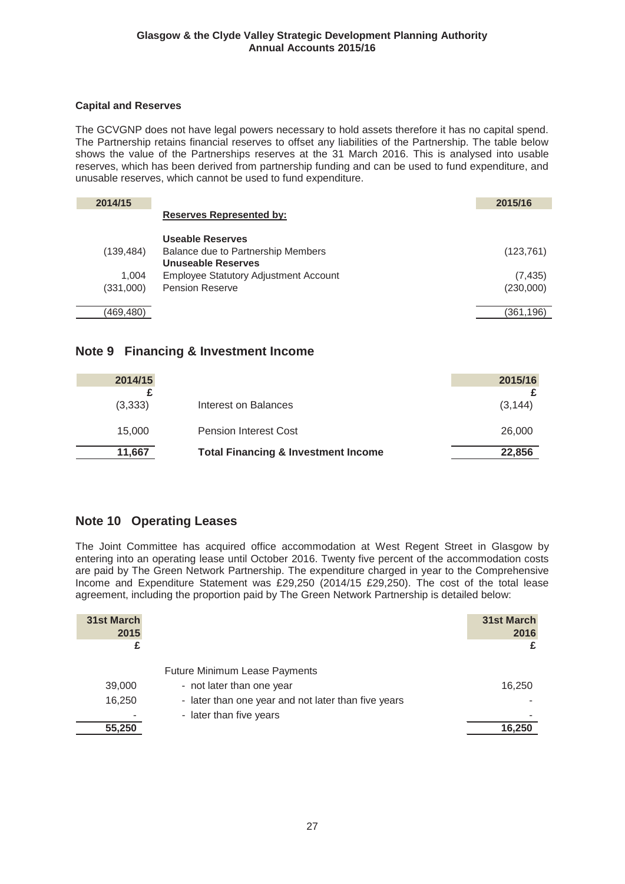### Capital and Reserves

The GCVGNP does not have legal powers necessary to hold assets therefore it has no capital spend. The Partnership retains financial reserves to offset any liabilities of the Partnership. The table below shows the value of the Partnerships reserves at the 31 March 2016. This is analysed into usable reserves, which has been derived from partnership funding and can be used to fund expenditure, and unusable reserves, which cannot be used to fund expenditure.

| 2014/15 | | 2015/16 |
|---|---|---|
| | **Reserves Represented by:** | |
| | **Useable Reserves** | |
| (139,484) | Balance due to Partnership Members | (123,761) |
| | **Unuseable Reserves** | |
| 1,004 | Employee Statutory Adjustment Account | (7,435) |
| (331,000) | Pension Reserve | (230,000) |
| (469,480) | | (361,196) |

## Note 9 Financing & Investment Income

| 2014/15<br>£ | | 2015/16<br>£ |
|---|---|---|
| (3,333) | Interest on Balances | (3,144) |
| 15,000 | Pension Interest Cost | 26,000 |
| **11,667** | **Total Financing & Investment Income** | **22,856** |

## Note 10 Operating Leases

The Joint Committee has acquired office accommodation at West Regent Street in Glasgow by entering into an operating lease until October 2016. Twenty five percent of the accommodation costs are paid by The Green Network Partnership. The expenditure charged in year to the Comprehensive Income and Expenditure Statement was £29,250 (2014/15 £29,250). The cost of the total lease agreement, including the proportion paid by The Green Network Partnership is detailed below:

| 31st March 2015<br>£ | | 31st March 2016<br>£ |
|---|---|---|
| | Future Minimum Lease Payments | |
| 39,000 | - not later than one year | 16,250 |
| 16,250 | - later than one year and not later than five years | - |
| - | - later than five years | - |
| **55,250** | | **16,250** |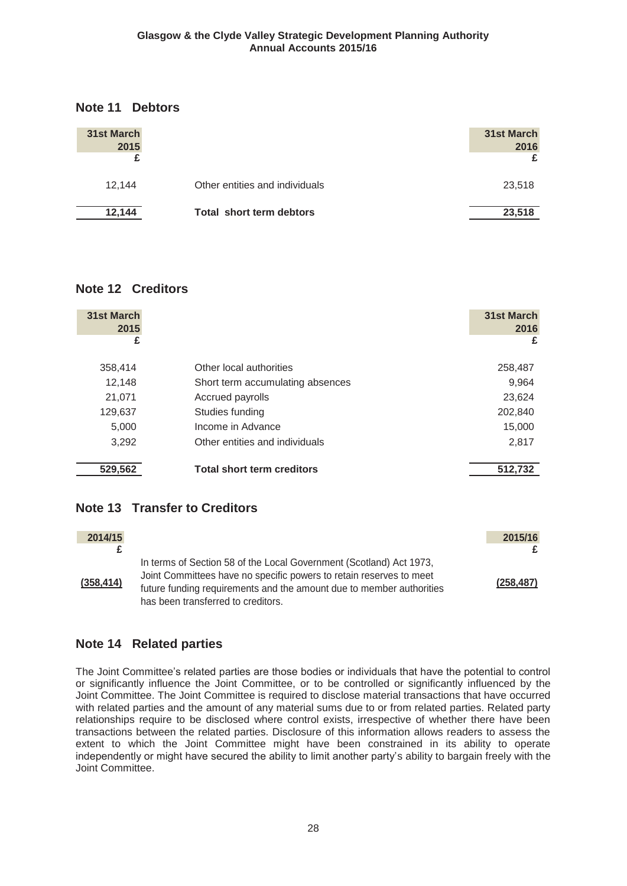## Note 11 Debtors

| 31st March 2015 £ | | 31st March 2016 £ |
|---|---|---|
| 12,144 | Other entities and individuals | 23,518 |
| **12,144** | **Total short term debtors** | **23,518** |

## Note 12 Creditors

| 31st March 2015 £ | | 31st March 2016 £ |
|---|---|---|
| 358,414 | Other local authorities | 258,487 |
| 12,148 | Short term accumulating absences | 9,964 |
| 21,071 | Accrued payrolls | 23,624 |
| 129,637 | Studies funding | 202,840 |
| 5,000 | Income in Advance | 15,000 |
| 3,292 | Other entities and individuals | 2,817 |
| **529,562** | **Total short term creditors** | **512,732** |

## Note 13 Transfer to Creditors

| 2014/15 £ | | 2015/16 £ |
|---|---|---|
| (358,414) | In terms of Section 58 of the Local Government (Scotland) Act 1973, Joint Committees have no specific powers to retain reserves to meet future funding requirements and the amount due to member authorities has been transferred to creditors. | (258,487) |

## Note 14 Related parties

The Joint Committee's related parties are those bodies or individuals that have the potential to control or significantly influence the Joint Committee, or to be controlled or significantly influenced by the Joint Committee. The Joint Committee is required to disclose material transactions that have occurred with related parties and the amount of any material sums due to or from related parties. Related party relationships require to be disclosed where control exists, irrespective of whether there have been transactions between the related parties. Disclosure of this information allows readers to assess the extent to which the Joint Committee might have been constrained in its ability to operate independently or might have secured the ability to limit another party's ability to bargain freely with the Joint Committee.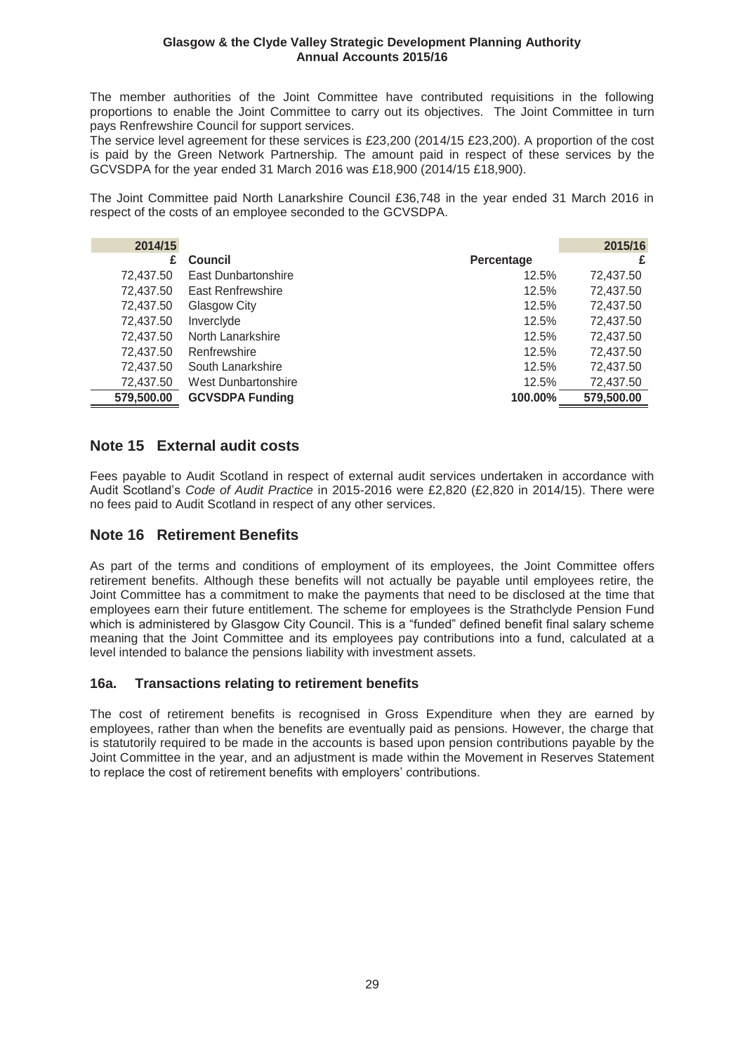The member authorities of the Joint Committee have contributed requisitions in the following proportions to enable the Joint Committee to carry out its objectives. The Joint Committee in turn pays Renfrewshire Council for support services.
The service level agreement for these services is £23,200 (2014/15 £23,200). A proportion of the cost is paid by the Green Network Partnership. The amount paid in respect of these services by the GCVSDPA for the year ended 31 March 2016 was £18,900 (2014/15 £18,900).

The Joint Committee paid North Lanarkshire Council £36,748 in the year ended 31 March 2016 in respect of the costs of an employee seconded to the GCVSDPA.

| 2014/15 | | | 2015/16 |
|---|---|---|---|
| £ | Council | Percentage | £ |
| 72,437.50 | East Dunbartonshire | 12.5% | 72,437.50 |
| 72,437.50 | East Renfrewshire | 12.5% | 72,437.50 |
| 72,437.50 | Glasgow City | 12.5% | 72,437.50 |
| 72,437.50 | Inverclyde | 12.5% | 72,437.50 |
| 72,437.50 | North Lanarkshire | 12.5% | 72,437.50 |
| 72,437.50 | Renfrewshire | 12.5% | 72,437.50 |
| 72,437.50 | South Lanarkshire | 12.5% | 72,437.50 |
| 72,437.50 | West Dunbartonshire | 12.5% | 72,437.50 |
| **579,500.00** | **GCVSDPA Funding** | **100.00%** | **579,500.00** |

## Note 15 External audit costs

Fees payable to Audit Scotland in respect of external audit services undertaken in accordance with Audit Scotland's *Code of Audit Practice* in 2015-2016 were £2,820 (£2,820 in 2014/15). There were no fees paid to Audit Scotland in respect of any other services.

## Note 16 Retirement Benefits

As part of the terms and conditions of employment of its employees, the Joint Committee offers retirement benefits. Although these benefits will not actually be payable until employees retire, the Joint Committee has a commitment to make the payments that need to be disclosed at the time that employees earn their future entitlement. The scheme for employees is the Strathclyde Pension Fund which is administered by Glasgow City Council. This is a "funded" defined benefit final salary scheme meaning that the Joint Committee and its employees pay contributions into a fund, calculated at a level intended to balance the pensions liability with investment assets.

### 16a. Transactions relating to retirement benefits

The cost of retirement benefits is recognised in Gross Expenditure when they are earned by employees, rather than when the benefits are eventually paid as pensions. However, the charge that is statutorily required to be made in the accounts is based upon pension contributions payable by the Joint Committee in the year, and an adjustment is made within the Movement in Reserves Statement to replace the cost of retirement benefits with employers' contributions.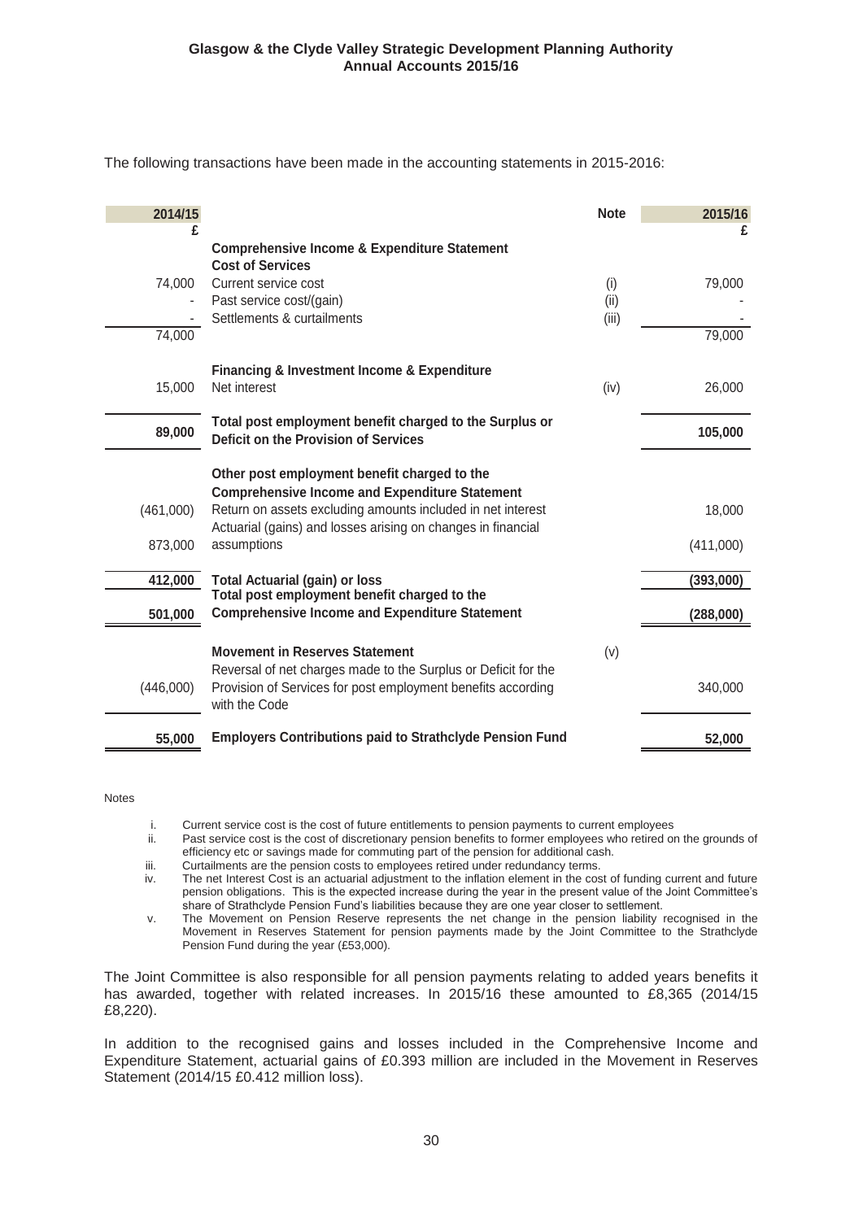The following transactions have been made in the accounting statements in 2015-2016:

| 2014/15 £ | | Note | 2015/16 £ |
|---|---|---|---|
| | **Comprehensive Income & Expenditure Statement** | | |
| | **Cost of Services** | | |
| 74,000 | Current service cost | (i) | 79,000 |
| - | Past service cost/(gain) | (ii) | - |
| - | Settlements & curtailments | (iii) | - |
| 74,000 | | | 79,000 |
| | **Financing & Investment Income & Expenditure** | | |
| 15,000 | Net interest | (iv) | 26,000 |
| **89,000** | **Total post employment benefit charged to the Surplus or Deficit on the Provision of Services** | | **105,000** |
| | **Other post employment benefit charged to the Comprehensive Income and Expenditure Statement** | | |
| (461,000) | Return on assets excluding amounts included in net interest | | 18,000 |
| 873,000 | Actuarial (gains) and losses arising on changes in financial assumptions | | (411,000) |
| **412,000** | **Total Actuarial (gain) or loss** | | **(393,000)** |
| **501,000** | **Total post employment benefit charged to the Comprehensive Income and Expenditure Statement** | | **(288,000)** |
| | **Movement in Reserves Statement** | (v) | |
| (446,000) | Reversal of net charges made to the Surplus or Deficit for the Provision of Services for post employment benefits according with the Code | | 340,000 |
| **55,000** | **Employers Contributions paid to Strathclyde Pension Fund** | | **52,000** |

Notes

i. Current service cost is the cost of future entitlements to pension payments to current employees
ii. Past service cost is the cost of discretionary pension benefits to former employees who retired on the grounds of efficiency etc or savings made for commuting part of the pension for additional cash.
iii. Curtailments are the pension costs to employees retired under redundancy terms.
iv. The net Interest Cost is an actuarial adjustment to the inflation element in the cost of funding current and future pension obligations. This is the expected increase during the year in the present value of the Joint Committee's share of Strathclyde Pension Fund's liabilities because they are one year closer to settlement.
v. The Movement on Pension Reserve represents the net change in the pension liability recognised in the Movement in Reserves Statement for pension payments made by the Joint Committee to the Strathclyde Pension Fund during the year (£53,000).

The Joint Committee is also responsible for all pension payments relating to added years benefits it has awarded, together with related increases. In 2015/16 these amounted to £8,365 (2014/15 £8,220).

In addition to the recognised gains and losses included in the Comprehensive Income and Expenditure Statement, actuarial gains of £0.393 million are included in the Movement in Reserves Statement (2014/15 £0.412 million loss).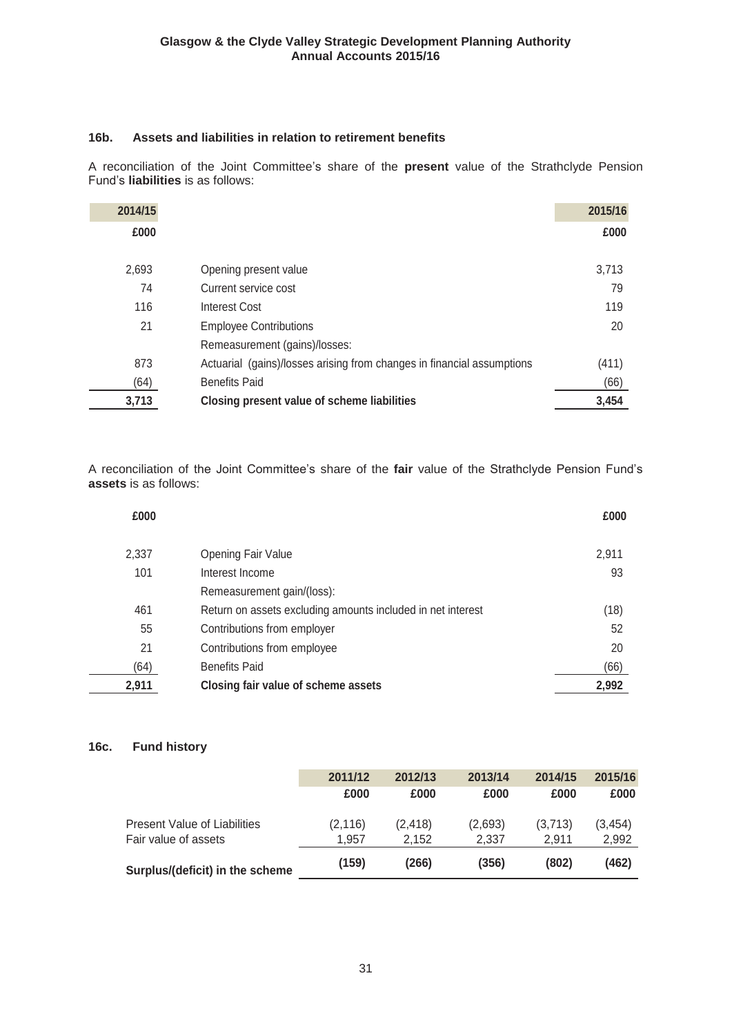### 16b. Assets and liabilities in relation to retirement benefits

A reconciliation of the Joint Committee's share of the **present** value of the Strathclyde Pension Fund's **liabilities** is as follows:

| 2014/15 | | 2015/16 |
|---|---|---|
| £000 | | £000 |
| 2,693 | Opening present value | 3,713 |
| 74 | Current service cost | 79 |
| 116 | Interest Cost | 119 |
| 21 | Employee Contributions | 20 |
| | Remeasurement (gains)/losses: | |
| 873 | Actuarial (gains)/losses arising from changes in financial assumptions | (411) |
| (64) | Benefits Paid | (66) |
| **3,713** | **Closing present value of scheme liabilities** | **3,454** |

A reconciliation of the Joint Committee's share of the **fair** value of the Strathclyde Pension Fund's **assets** is as follows:

| £000 | | £000 |
|---|---|---|
| 2,337 | Opening Fair Value | 2,911 |
| 101 | Interest Income | 93 |
| | Remeasurement gain/(loss): | |
| 461 | Return on assets excluding amounts included in net interest | (18) |
| 55 | Contributions from employer | 52 |
| 21 | Contributions from employee | 20 |
| (64) | Benefits Paid | (66) |
| **2,911** | **Closing fair value of scheme assets** | **2,992** |

### 16c. Fund history

| | 2011/12 | 2012/13 | 2013/14 | 2014/15 | 2015/16 |
|---|---|---|---|---|---|
| | £000 | £000 | £000 | £000 | £000 |
| Present Value of Liabilities | (2,116) | (2,418) | (2,693) | (3,713) | (3,454) |
| Fair value of assets | 1,957 | 2,152 | 2,337 | 2,911 | 2,992 |
| **Surplus/(deficit) in the scheme** | **(159)** | **(266)** | **(356)** | **(802)** | **(462)** |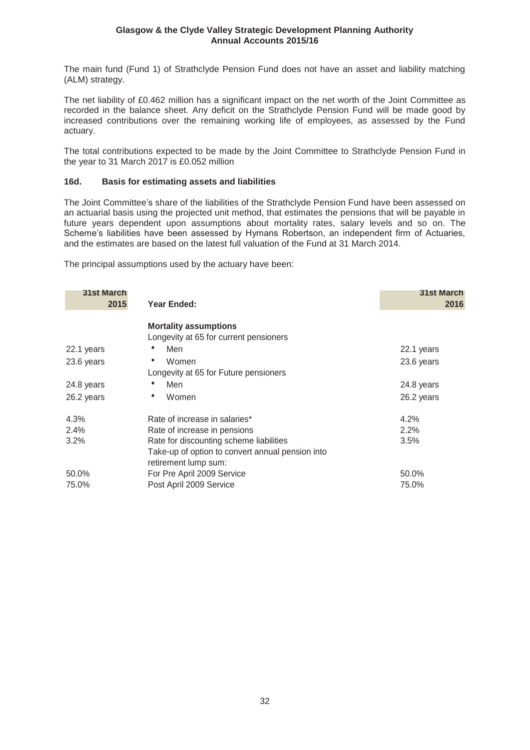The main fund (Fund 1) of Strathclyde Pension Fund does not have an asset and liability matching (ALM) strategy.

The net liability of £0.462 million has a significant impact on the net worth of the Joint Committee as recorded in the balance sheet. Any deficit on the Strathclyde Pension Fund will be made good by increased contributions over the remaining working life of employees, as assessed by the Fund actuary.

The total contributions expected to be made by the Joint Committee to Strathclyde Pension Fund in the year to 31 March 2017 is £0.052 million

### 16d. Basis for estimating assets and liabilities

The Joint Committee's share of the liabilities of the Strathclyde Pension Fund have been assessed on an actuarial basis using the projected unit method, that estimates the pensions that will be payable in future years dependent upon assumptions about mortality rates, salary levels and so on. The Scheme's liabilities have been assessed by Hymans Robertson, an independent firm of Actuaries, and the estimates are based on the latest full valuation of the Fund at 31 March 2014.

The principal assumptions used by the actuary have been:

| 31st March 2015 | Year Ended: | 31st March 2016 |
|---|---|---|
| | **Mortality assumptions** | |
| | Longevity at 65 for current pensioners | |
| 22.1 years | • Men | 22.1 years |
| 23.6 years | • Women | 23.6 years |
| | Longevity at 65 for Future pensioners | |
| 24.8 years | • Men | 24.8 years |
| 26.2 years | • Women | 26.2 years |
| 4.3% | Rate of increase in salaries* | 4.2% |
| 2.4% | Rate of increase in pensions | 2.2% |
| 3.2% | Rate for discounting scheme liabilities | 3.5% |
| | Take-up of option to convert annual pension into retirement lump sum: | |
| 50.0% | For Pre April 2009 Service | 50.0% |
| 75.0% | Post April 2009 Service | 75.0% |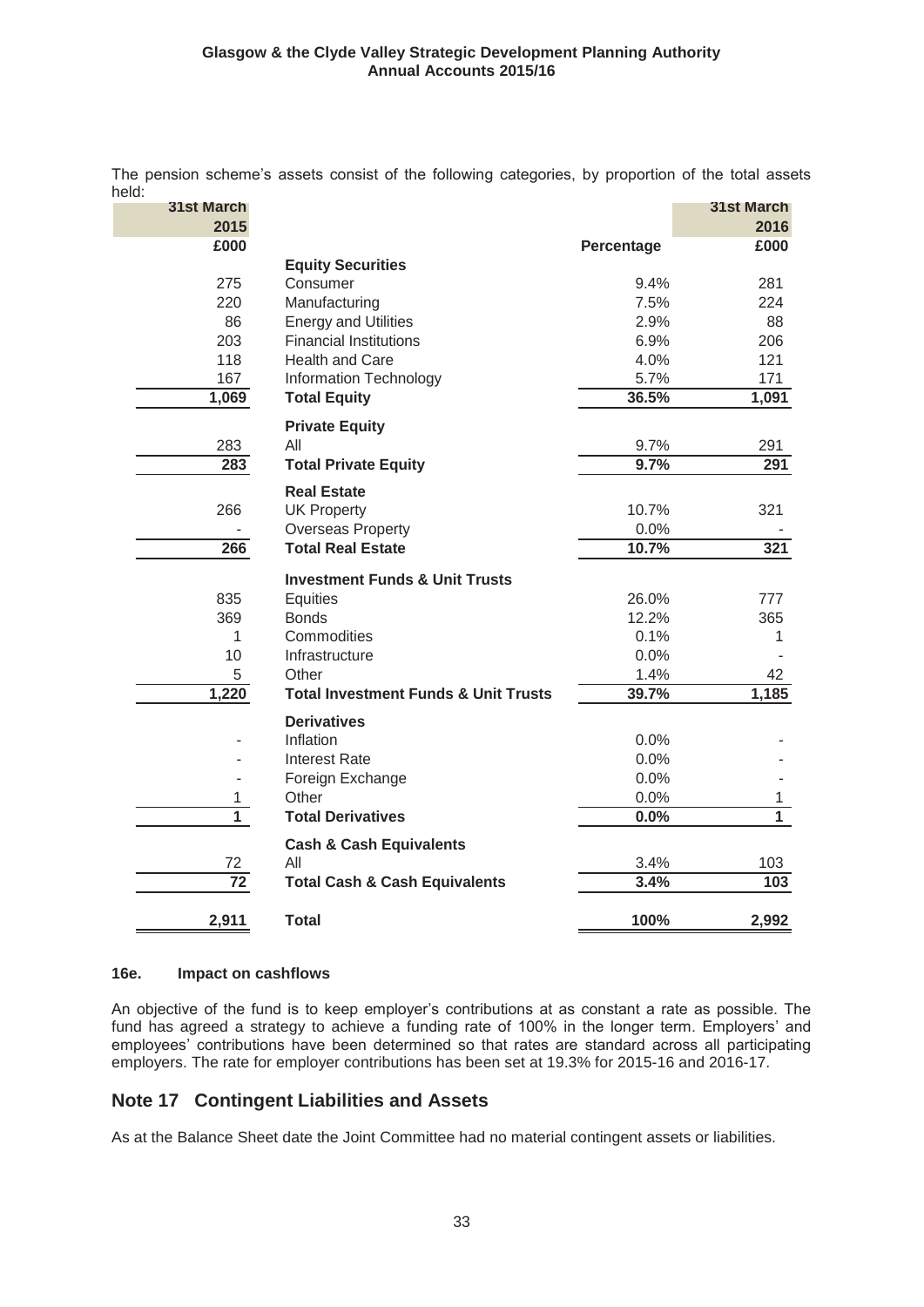The pension scheme's assets consist of the following categories, by proportion of the total assets held:

| 31st March 2015 £000 | | Percentage | 31st March 2016 £000 |
|---|---|---|---|
| | **Equity Securities** | | |
| 275 | Consumer | 9.4% | 281 |
| 220 | Manufacturing | 7.5% | 224 |
| 86 | Energy and Utilities | 2.9% | 88 |
| 203 | Financial Institutions | 6.9% | 206 |
| 118 | Health and Care | 4.0% | 121 |
| 167 | Information Technology | 5.7% | 171 |
| **1,069** | **Total Equity** | **36.5%** | **1,091** |
| | **Private Equity** | | |
| 283 | All | 9.7% | 291 |
| **283** | **Total Private Equity** | **9.7%** | **291** |
| | **Real Estate** | | |
| 266 | UK Property | 10.7% | 321 |
| - | Overseas Property | 0.0% | - |
| **266** | **Total Real Estate** | **10.7%** | **321** |
| | **Investment Funds & Unit Trusts** | | |
| 835 | Equities | 26.0% | 777 |
| 369 | Bonds | 12.2% | 365 |
| 1 | Commodities | 0.1% | 1 |
| 10 | Infrastructure | 0.0% | - |
| 5 | Other | 1.4% | 42 |
| **1,220** | **Total Investment Funds & Unit Trusts** | **39.7%** | **1,185** |
| | **Derivatives** | | |
| - | Inflation | 0.0% | - |
| - | Interest Rate | 0.0% | - |
| - | Foreign Exchange | 0.0% | - |
| 1 | Other | 0.0% | 1 |
| **1** | **Total Derivatives** | **0.0%** | **1** |
| | **Cash & Cash Equivalents** | | |
| 72 | All | 3.4% | 103 |
| **72** | **Total Cash & Cash Equivalents** | **3.4%** | **103** |
| **2,911** | **Total** | **100%** | **2,992** |

### 16e. Impact on cashflows

An objective of the fund is to keep employer's contributions at as constant a rate as possible. The fund has agreed a strategy to achieve a funding rate of 100% in the longer term. Employers' and employees' contributions have been determined so that rates are standard across all participating employers. The rate for employer contributions has been set at 19.3% for 2015-16 and 2016-17.

## Note 17 Contingent Liabilities and Assets

As at the Balance Sheet date the Joint Committee had no material contingent assets or liabilities.